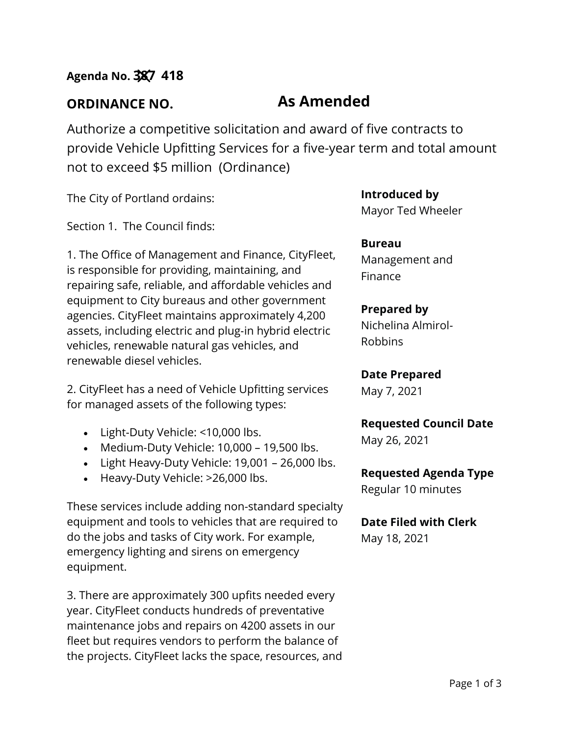**Agenda No. ~~387~~ 418**

**ORDINANCE NO.** **As Amended**

Authorize a competitive solicitation and award of five contracts to provide Vehicle Upfitting Services for a five-year term and total amount not to exceed $5 million (Ordinance)

The City of Portland ordains:

Section 1. The Council finds:

1. The Office of Management and Finance, CityFleet, is responsible for providing, maintaining, and repairing safe, reliable, and affordable vehicles and equipment to City bureaus and other government agencies. CityFleet maintains approximately 4,200 assets, including electric and plug-in hybrid electric vehicles, renewable natural gas vehicles, and renewable diesel vehicles.

2. CityFleet has a need of Vehicle Upfitting services for managed assets of the following types:

- Light-Duty Vehicle: <10,000 lbs.
- Medium-Duty Vehicle: 10,000 – 19,500 lbs.
- Light Heavy-Duty Vehicle: 19,001 – 26,000 lbs.
- Heavy-Duty Vehicle: >26,000 lbs.

These services include adding non-standard specialty equipment and tools to vehicles that are required to do the jobs and tasks of City work. For example, emergency lighting and sirens on emergency equipment.

3. There are approximately 300 upfits needed every year. CityFleet conducts hundreds of preventative maintenance jobs and repairs on 4200 assets in our fleet but requires vendors to perform the balance of the projects. CityFleet lacks the space, resources, and

**Introduced by**
Mayor Ted Wheeler

**Bureau**
Management and Finance

**Prepared by**
Nichelina Almirol-Robbins

**Date Prepared**
May 7, 2021

**Requested Council Date**
May 26, 2021

**Requested Agenda Type**
Regular 10 minutes

**Date Filed with Clerk**
May 18, 2021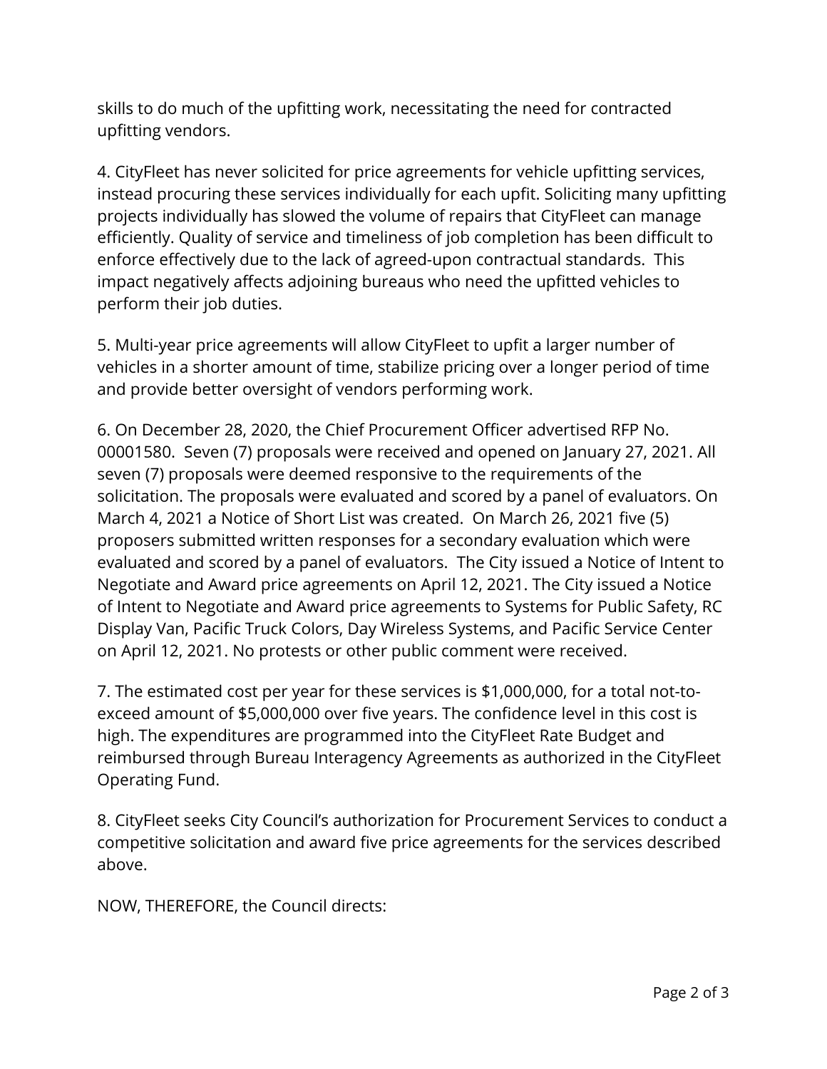skills to do much of the upfitting work, necessitating the need for contracted upfitting vendors.

4. CityFleet has never solicited for price agreements for vehicle upfitting services, instead procuring these services individually for each upfit. Soliciting many upfitting projects individually has slowed the volume of repairs that CityFleet can manage efficiently. Quality of service and timeliness of job completion has been difficult to enforce effectively due to the lack of agreed-upon contractual standards. This impact negatively affects adjoining bureaus who need the upfitted vehicles to perform their job duties.

5. Multi-year price agreements will allow CityFleet to upfit a larger number of vehicles in a shorter amount of time, stabilize pricing over a longer period of time and provide better oversight of vendors performing work.

6. On December 28, 2020, the Chief Procurement Officer advertised RFP No. 00001580. Seven (7) proposals were received and opened on January 27, 2021. All seven (7) proposals were deemed responsive to the requirements of the solicitation. The proposals were evaluated and scored by a panel of evaluators. On March 4, 2021 a Notice of Short List was created. On March 26, 2021 five (5) proposers submitted written responses for a secondary evaluation which were evaluated and scored by a panel of evaluators. The City issued a Notice of Intent to Negotiate and Award price agreements on April 12, 2021. The City issued a Notice of Intent to Negotiate and Award price agreements to Systems for Public Safety, RC Display Van, Pacific Truck Colors, Day Wireless Systems, and Pacific Service Center on April 12, 2021. No protests or other public comment were received.

7. The estimated cost per year for these services is $1,000,000, for a total not-to-exceed amount of $5,000,000 over five years. The confidence level in this cost is high. The expenditures are programmed into the CityFleet Rate Budget and reimbursed through Bureau Interagency Agreements as authorized in the CityFleet Operating Fund.

8. CityFleet seeks City Council's authorization for Procurement Services to conduct a competitive solicitation and award five price agreements for the services described above.

NOW, THEREFORE, the Council directs: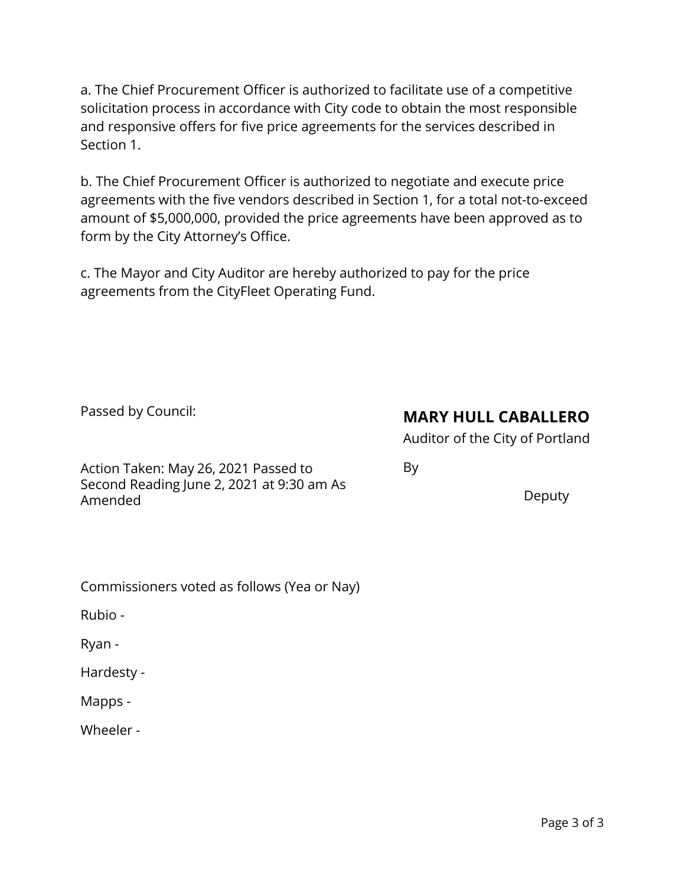a. The Chief Procurement Officer is authorized to facilitate use of a competitive solicitation process in accordance with City code to obtain the most responsible and responsive offers for five price agreements for the services described in Section 1.

b. The Chief Procurement Officer is authorized to negotiate and execute price agreements with the five vendors described in Section 1, for a total not-to-exceed amount of $5,000,000, provided the price agreements have been approved as to form by the City Attorney's Office.

c. The Mayor and City Auditor are hereby authorized to pay for the price agreements from the CityFleet Operating Fund.

Passed by Council:

Action Taken: May 26, 2021 Passed to Second Reading June 2, 2021 at 9:30 am As Amended

**MARY HULL CABALLERO**

Auditor of the City of Portland

By

Deputy

Commissioners voted as follows (Yea or Nay)

Rubio -

Ryan -

Hardesty -

Mapps -

Wheeler -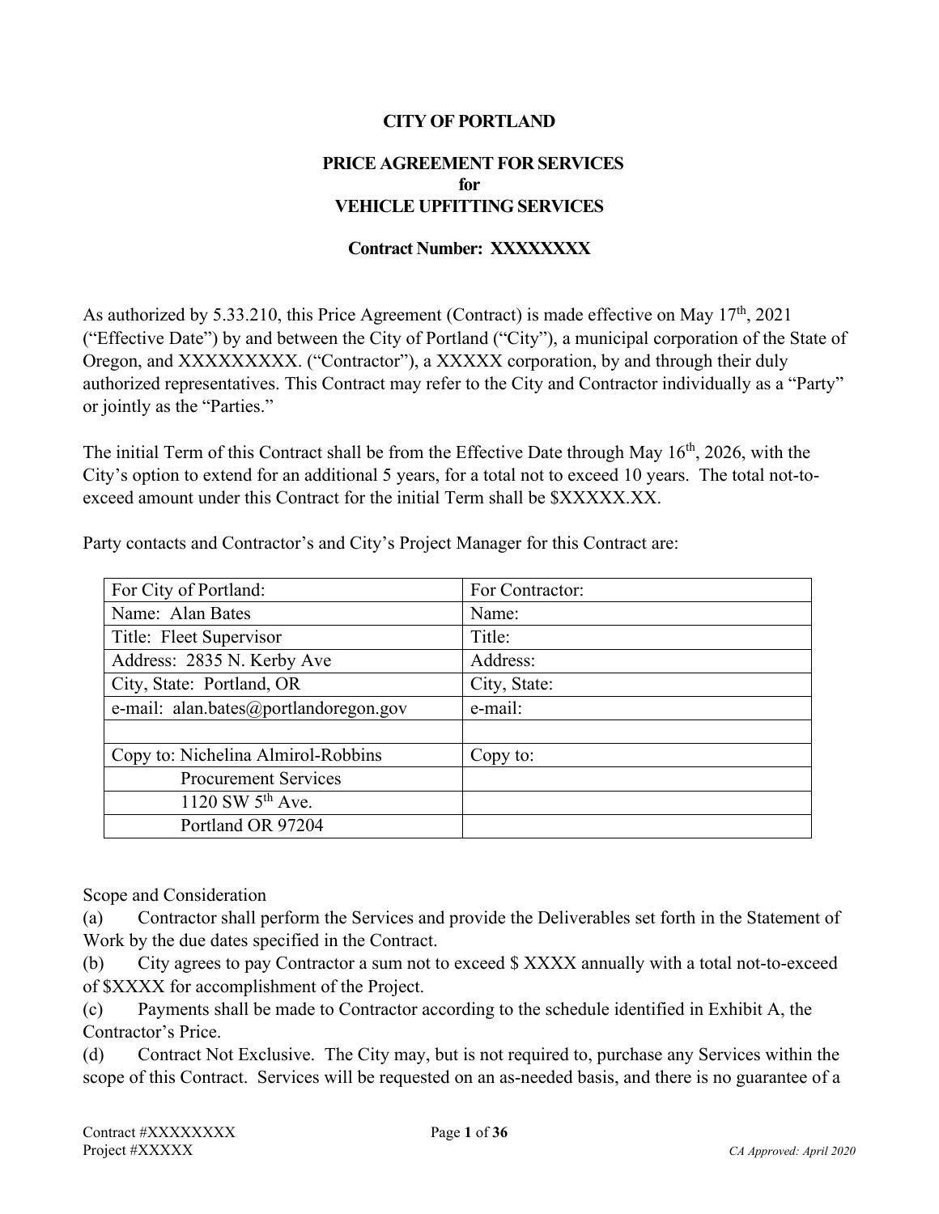**CITY OF PORTLAND**

**PRICE AGREEMENT FOR SERVICES**
**for**
**VEHICLE UPFITTING SERVICES**

**Contract Number: XXXXXXXX**

As authorized by 5.33.210, this Price Agreement (Contract) is made effective on May 17th, 2021 ("Effective Date") by and between the City of Portland ("City"), a municipal corporation of the State of Oregon, and XXXXXXXXX. ("Contractor"), a XXXXX corporation, by and through their duly authorized representatives. This Contract may refer to the City and Contractor individually as a "Party" or jointly as the "Parties."

The initial Term of this Contract shall be from the Effective Date through May 16th, 2026, with the City's option to extend for an additional 5 years, for a total not to exceed 10 years. The total not-to-exceed amount under this Contract for the initial Term shall be $XXXXX.XX.

Party contacts and Contractor's and City's Project Manager for this Contract are:

| For City of Portland: | For Contractor: |
|---|---|
| Name: Alan Bates | Name: |
| Title: Fleet Supervisor | Title: |
| Address: 2835 N. Kerby Ave | Address: |
| City, State: Portland, OR | City, State: |
| e-mail: alan.bates@portlandoregon.gov | e-mail: |
| | |
| Copy to: Nichelina Almirol-Robbins | Copy to: |
| Procurement Services | |
| 1120 SW 5th Ave. | |
| Portland OR 97204 | |

Scope and Consideration

(a) Contractor shall perform the Services and provide the Deliverables set forth in the Statement of Work by the due dates specified in the Contract.

(b) City agrees to pay Contractor a sum not to exceed $ XXXX annually with a total not-to-exceed of $XXXX for accomplishment of the Project.

(c) Payments shall be made to Contractor according to the schedule identified in Exhibit A, the Contractor's Price.

(d) Contract Not Exclusive. The City may, but is not required to, purchase any Services within the scope of this Contract. Services will be requested on an as-needed basis, and there is no guarantee of a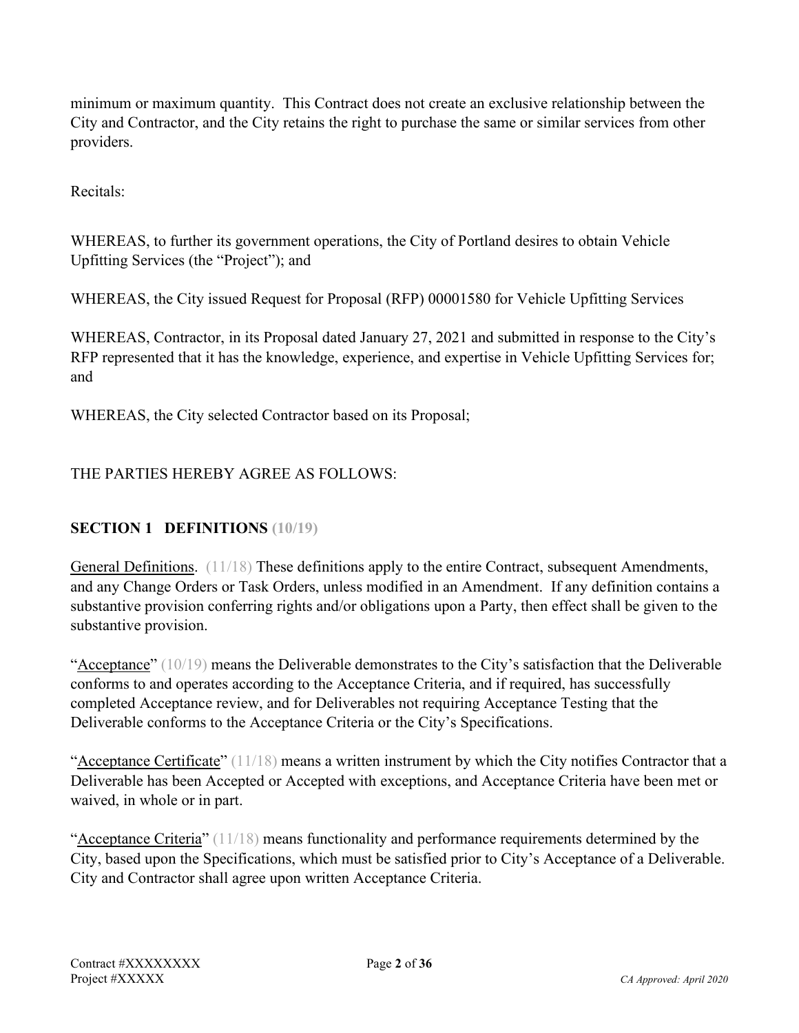minimum or maximum quantity. This Contract does not create an exclusive relationship between the City and Contractor, and the City retains the right to purchase the same or similar services from other providers.

Recitals:

WHEREAS, to further its government operations, the City of Portland desires to obtain Vehicle Upfitting Services (the "Project"); and

WHEREAS, the City issued Request for Proposal (RFP) 00001580 for Vehicle Upfitting Services

WHEREAS, Contractor, in its Proposal dated January 27, 2021 and submitted in response to the City's RFP represented that it has the knowledge, experience, and expertise in Vehicle Upfitting Services for; and

WHEREAS, the City selected Contractor based on its Proposal;

THE PARTIES HEREBY AGREE AS FOLLOWS:

## SECTION 1 DEFINITIONS (10/19)

General Definitions. (11/18) These definitions apply to the entire Contract, subsequent Amendments, and any Change Orders or Task Orders, unless modified in an Amendment. If any definition contains a substantive provision conferring rights and/or obligations upon a Party, then effect shall be given to the substantive provision.

"Acceptance" (10/19) means the Deliverable demonstrates to the City's satisfaction that the Deliverable conforms to and operates according to the Acceptance Criteria, and if required, has successfully completed Acceptance review, and for Deliverables not requiring Acceptance Testing that the Deliverable conforms to the Acceptance Criteria or the City's Specifications.

"Acceptance Certificate" (11/18) means a written instrument by which the City notifies Contractor that a Deliverable has been Accepted or Accepted with exceptions, and Acceptance Criteria have been met or waived, in whole or in part.

"Acceptance Criteria" (11/18) means functionality and performance requirements determined by the City, based upon the Specifications, which must be satisfied prior to City's Acceptance of a Deliverable. City and Contractor shall agree upon written Acceptance Criteria.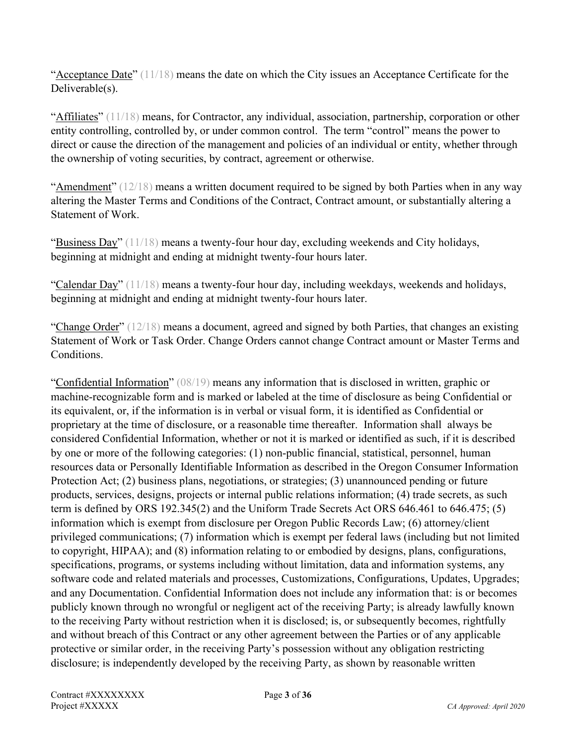"Acceptance Date" (11/18) means the date on which the City issues an Acceptance Certificate for the Deliverable(s).

"Affiliates" (11/18) means, for Contractor, any individual, association, partnership, corporation or other entity controlling, controlled by, or under common control. The term "control" means the power to direct or cause the direction of the management and policies of an individual or entity, whether through the ownership of voting securities, by contract, agreement or otherwise.

"Amendment" (12/18) means a written document required to be signed by both Parties when in any way altering the Master Terms and Conditions of the Contract, Contract amount, or substantially altering a Statement of Work.

"Business Day" (11/18) means a twenty-four hour day, excluding weekends and City holidays, beginning at midnight and ending at midnight twenty-four hours later.

"Calendar Day" (11/18) means a twenty-four hour day, including weekdays, weekends and holidays, beginning at midnight and ending at midnight twenty-four hours later.

"Change Order" (12/18) means a document, agreed and signed by both Parties, that changes an existing Statement of Work or Task Order. Change Orders cannot change Contract amount or Master Terms and Conditions.

"Confidential Information" (08/19) means any information that is disclosed in written, graphic or machine-recognizable form and is marked or labeled at the time of disclosure as being Confidential or its equivalent, or, if the information is in verbal or visual form, it is identified as Confidential or proprietary at the time of disclosure, or a reasonable time thereafter. Information shall always be considered Confidential Information, whether or not it is marked or identified as such, if it is described by one or more of the following categories: (1) non-public financial, statistical, personnel, human resources data or Personally Identifiable Information as described in the Oregon Consumer Information Protection Act; (2) business plans, negotiations, or strategies; (3) unannounced pending or future products, services, designs, projects or internal public relations information; (4) trade secrets, as such term is defined by ORS 192.345(2) and the Uniform Trade Secrets Act ORS 646.461 to 646.475; (5) information which is exempt from disclosure per Oregon Public Records Law; (6) attorney/client privileged communications; (7) information which is exempt per federal laws (including but not limited to copyright, HIPAA); and (8) information relating to or embodied by designs, plans, configurations, specifications, programs, or systems including without limitation, data and information systems, any software code and related materials and processes, Customizations, Configurations, Updates, Upgrades; and any Documentation. Confidential Information does not include any information that: is or becomes publicly known through no wrongful or negligent act of the receiving Party; is already lawfully known to the receiving Party without restriction when it is disclosed; is, or subsequently becomes, rightfully and without breach of this Contract or any other agreement between the Parties or of any applicable protective or similar order, in the receiving Party's possession without any obligation restricting disclosure; is independently developed by the receiving Party, as shown by reasonable written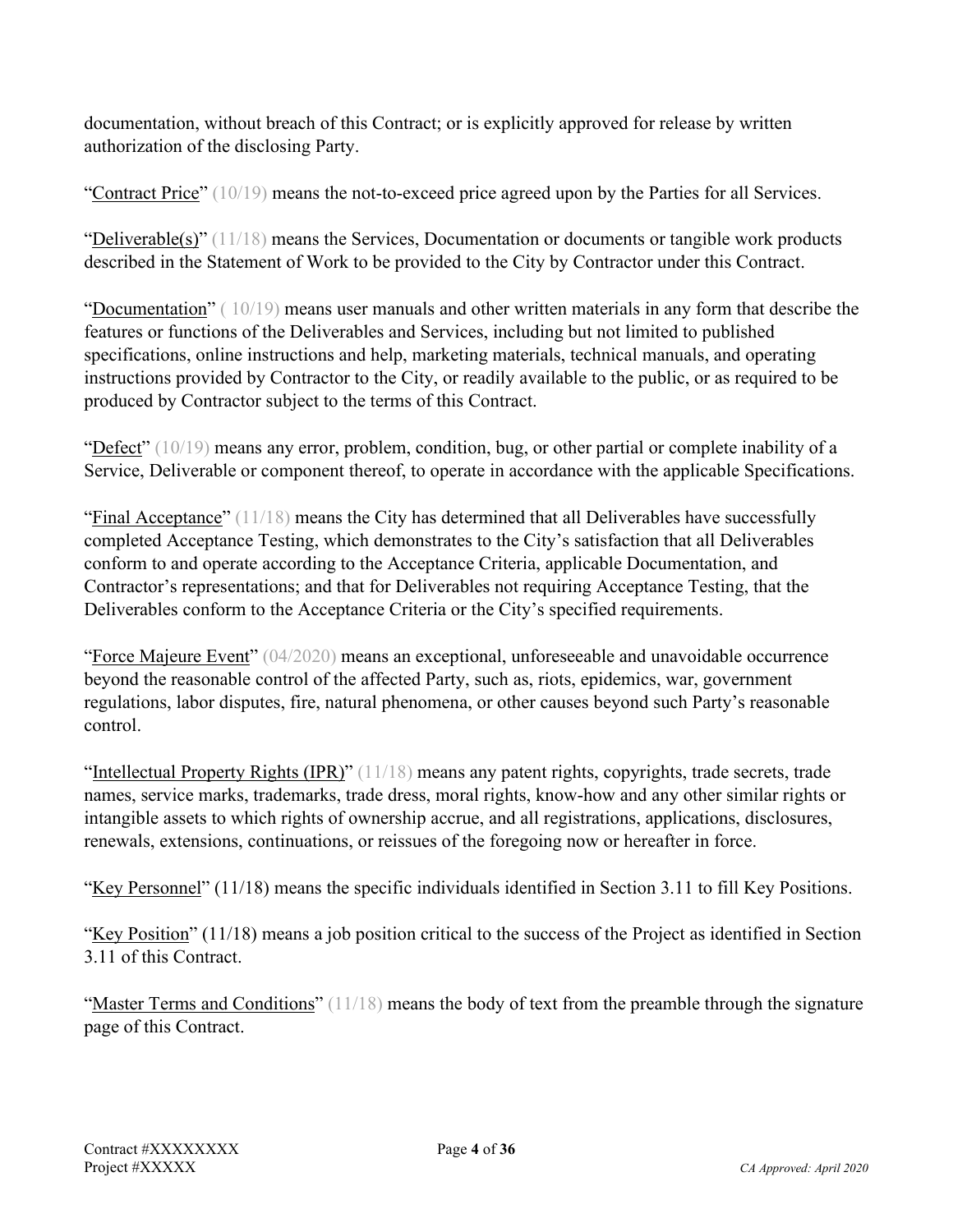documentation, without breach of this Contract; or is explicitly approved for release by written authorization of the disclosing Party.

"Contract Price" (10/19) means the not-to-exceed price agreed upon by the Parties for all Services.

"Deliverable(s)" (11/18) means the Services, Documentation or documents or tangible work products described in the Statement of Work to be provided to the City by Contractor under this Contract.

"Documentation" ( 10/19) means user manuals and other written materials in any form that describe the features or functions of the Deliverables and Services, including but not limited to published specifications, online instructions and help, marketing materials, technical manuals, and operating instructions provided by Contractor to the City, or readily available to the public, or as required to be produced by Contractor subject to the terms of this Contract.

"Defect" (10/19) means any error, problem, condition, bug, or other partial or complete inability of a Service, Deliverable or component thereof, to operate in accordance with the applicable Specifications.

"Final Acceptance" (11/18) means the City has determined that all Deliverables have successfully completed Acceptance Testing, which demonstrates to the City's satisfaction that all Deliverables conform to and operate according to the Acceptance Criteria, applicable Documentation, and Contractor's representations; and that for Deliverables not requiring Acceptance Testing, that the Deliverables conform to the Acceptance Criteria or the City's specified requirements.

"Force Majeure Event" (04/2020) means an exceptional, unforeseeable and unavoidable occurrence beyond the reasonable control of the affected Party, such as, riots, epidemics, war, government regulations, labor disputes, fire, natural phenomena, or other causes beyond such Party's reasonable control.

"Intellectual Property Rights (IPR)" (11/18) means any patent rights, copyrights, trade secrets, trade names, service marks, trademarks, trade dress, moral rights, know-how and any other similar rights or intangible assets to which rights of ownership accrue, and all registrations, applications, disclosures, renewals, extensions, continuations, or reissues of the foregoing now or hereafter in force.

"Key Personnel" (11/18) means the specific individuals identified in Section 3.11 to fill Key Positions.

"Key Position" (11/18) means a job position critical to the success of the Project as identified in Section 3.11 of this Contract.

"Master Terms and Conditions" (11/18) means the body of text from the preamble through the signature page of this Contract.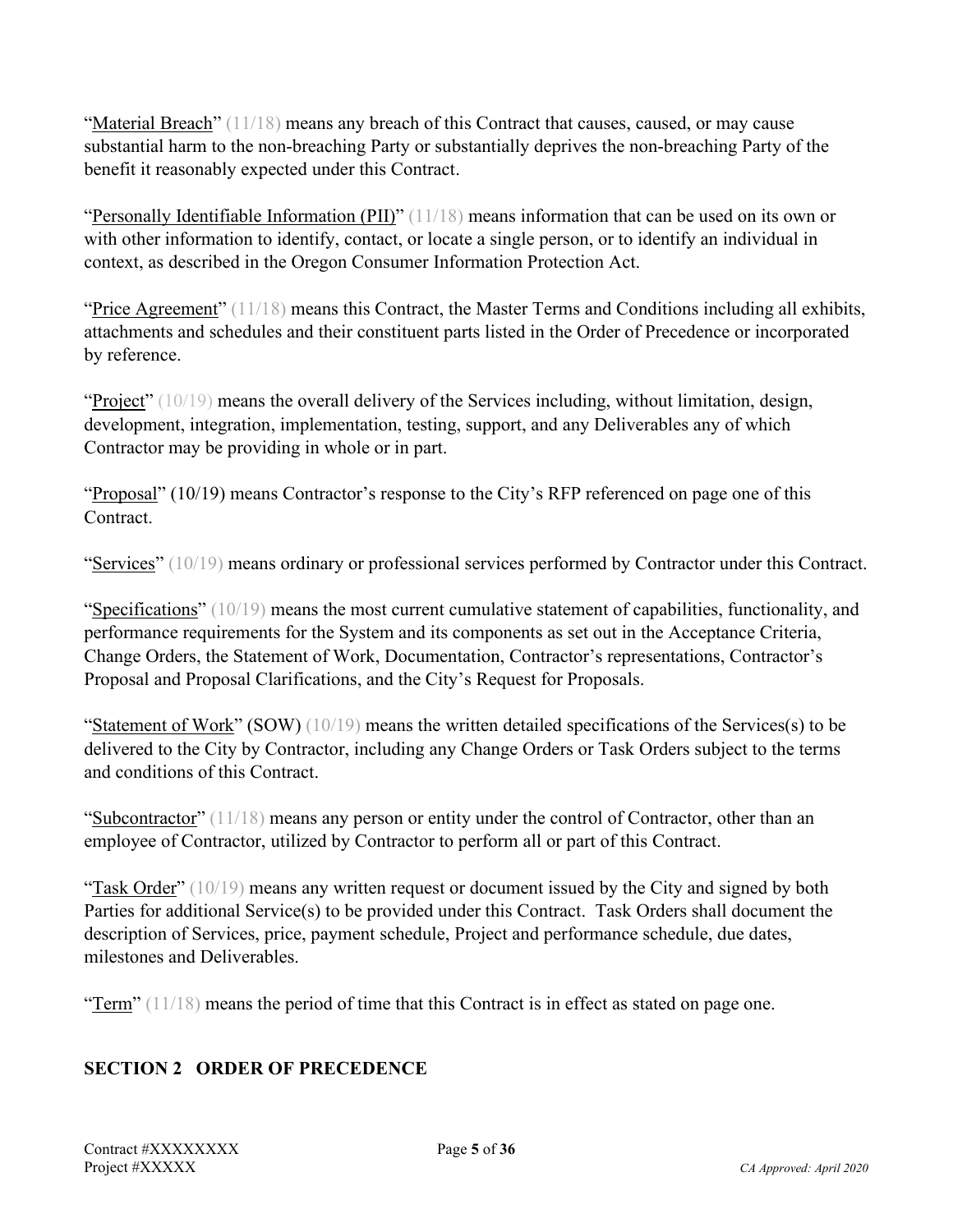"Material Breach" (11/18) means any breach of this Contract that causes, caused, or may cause substantial harm to the non-breaching Party or substantially deprives the non-breaching Party of the benefit it reasonably expected under this Contract.

"Personally Identifiable Information (PII)" (11/18) means information that can be used on its own or with other information to identify, contact, or locate a single person, or to identify an individual in context, as described in the Oregon Consumer Information Protection Act.

"Price Agreement" (11/18) means this Contract, the Master Terms and Conditions including all exhibits, attachments and schedules and their constituent parts listed in the Order of Precedence or incorporated by reference.

"Project" (10/19) means the overall delivery of the Services including, without limitation, design, development, integration, implementation, testing, support, and any Deliverables any of which Contractor may be providing in whole or in part.

"Proposal" (10/19) means Contractor's response to the City's RFP referenced on page one of this Contract.

"Services" (10/19) means ordinary or professional services performed by Contractor under this Contract.

"Specifications" (10/19) means the most current cumulative statement of capabilities, functionality, and performance requirements for the System and its components as set out in the Acceptance Criteria, Change Orders, the Statement of Work, Documentation, Contractor's representations, Contractor's Proposal and Proposal Clarifications, and the City's Request for Proposals.

"Statement of Work" (SOW) (10/19) means the written detailed specifications of the Services(s) to be delivered to the City by Contractor, including any Change Orders or Task Orders subject to the terms and conditions of this Contract.

"Subcontractor" (11/18) means any person or entity under the control of Contractor, other than an employee of Contractor, utilized by Contractor to perform all or part of this Contract.

"Task Order" (10/19) means any written request or document issued by the City and signed by both Parties for additional Service(s) to be provided under this Contract. Task Orders shall document the description of Services, price, payment schedule, Project and performance schedule, due dates, milestones and Deliverables.

"Term" (11/18) means the period of time that this Contract is in effect as stated on page one.

## SECTION 2 ORDER OF PRECEDENCE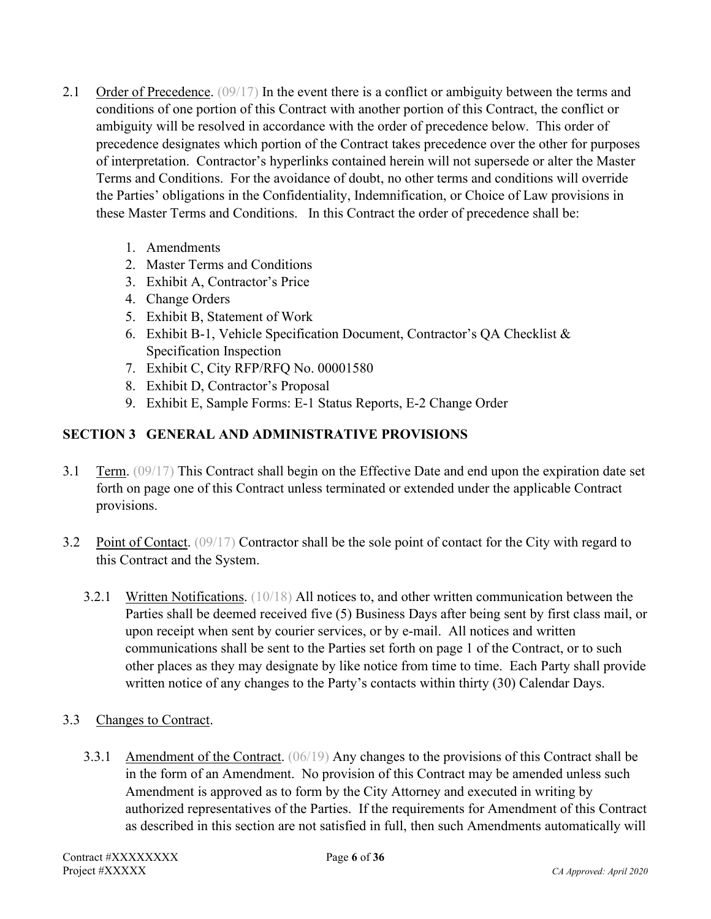2.1 Order of Precedence. (09/17) In the event there is a conflict or ambiguity between the terms and conditions of one portion of this Contract with another portion of this Contract, the conflict or ambiguity will be resolved in accordance with the order of precedence below. This order of precedence designates which portion of the Contract takes precedence over the other for purposes of interpretation. Contractor's hyperlinks contained herein will not supersede or alter the Master Terms and Conditions. For the avoidance of doubt, no other terms and conditions will override the Parties' obligations in the Confidentiality, Indemnification, or Choice of Law provisions in these Master Terms and Conditions. In this Contract the order of precedence shall be:

1. Amendments
2. Master Terms and Conditions
3. Exhibit A, Contractor's Price
4. Change Orders
5. Exhibit B, Statement of Work
6. Exhibit B-1, Vehicle Specification Document, Contractor's QA Checklist & Specification Inspection
7. Exhibit C, City RFP/RFQ No. 00001580
8. Exhibit D, Contractor's Proposal
9. Exhibit E, Sample Forms: E-1 Status Reports, E-2 Change Order

## SECTION 3 GENERAL AND ADMINISTRATIVE PROVISIONS

3.1 Term. (09/17) This Contract shall begin on the Effective Date and end upon the expiration date set forth on page one of this Contract unless terminated or extended under the applicable Contract provisions.

3.2 Point of Contact. (09/17) Contractor shall be the sole point of contact for the City with regard to this Contract and the System.

3.2.1 Written Notifications. (10/18) All notices to, and other written communication between the Parties shall be deemed received five (5) Business Days after being sent by first class mail, or upon receipt when sent by courier services, or by e-mail. All notices and written communications shall be sent to the Parties set forth on page 1 of the Contract, or to such other places as they may designate by like notice from time to time. Each Party shall provide written notice of any changes to the Party's contacts within thirty (30) Calendar Days.

3.3 Changes to Contract.

3.3.1 Amendment of the Contract. (06/19) Any changes to the provisions of this Contract shall be in the form of an Amendment. No provision of this Contract may be amended unless such Amendment is approved as to form by the City Attorney and executed in writing by authorized representatives of the Parties. If the requirements for Amendment of this Contract as described in this section are not satisfied in full, then such Amendments automatically will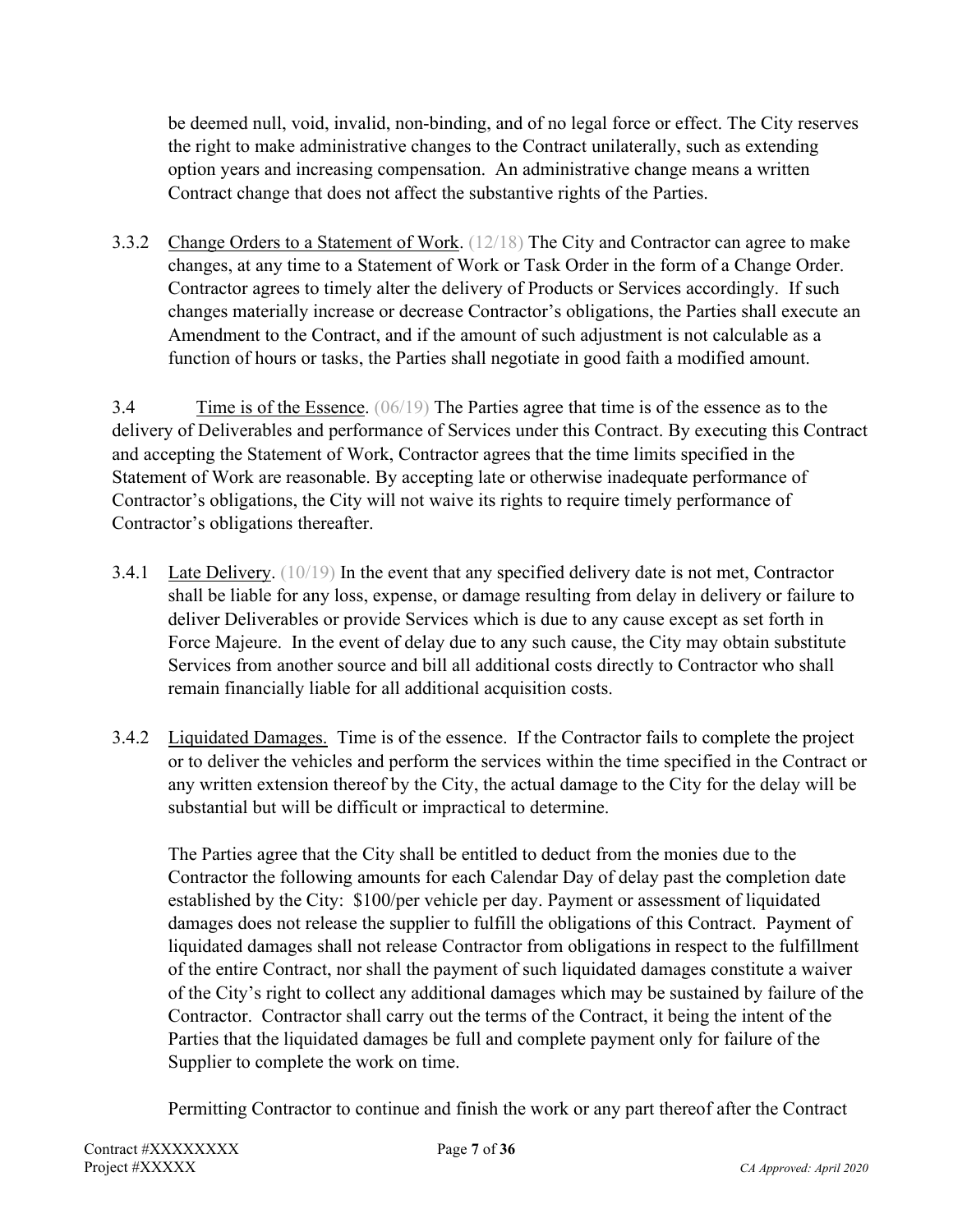be deemed null, void, invalid, non-binding, and of no legal force or effect. The City reserves the right to make administrative changes to the Contract unilaterally, such as extending option years and increasing compensation. An administrative change means a written Contract change that does not affect the substantive rights of the Parties.

3.3.2 Change Orders to a Statement of Work. (12/18) The City and Contractor can agree to make changes, at any time to a Statement of Work or Task Order in the form of a Change Order. Contractor agrees to timely alter the delivery of Products or Services accordingly. If such changes materially increase or decrease Contractor's obligations, the Parties shall execute an Amendment to the Contract, and if the amount of such adjustment is not calculable as a function of hours or tasks, the Parties shall negotiate in good faith a modified amount.

3.4 Time is of the Essence. (06/19) The Parties agree that time is of the essence as to the delivery of Deliverables and performance of Services under this Contract. By executing this Contract and accepting the Statement of Work, Contractor agrees that the time limits specified in the Statement of Work are reasonable. By accepting late or otherwise inadequate performance of Contractor's obligations, the City will not waive its rights to require timely performance of Contractor's obligations thereafter.

3.4.1 Late Delivery. (10/19) In the event that any specified delivery date is not met, Contractor shall be liable for any loss, expense, or damage resulting from delay in delivery or failure to deliver Deliverables or provide Services which is due to any cause except as set forth in Force Majeure. In the event of delay due to any such cause, the City may obtain substitute Services from another source and bill all additional costs directly to Contractor who shall remain financially liable for all additional acquisition costs.

3.4.2 Liquidated Damages. Time is of the essence. If the Contractor fails to complete the project or to deliver the vehicles and perform the services within the time specified in the Contract or any written extension thereof by the City, the actual damage to the City for the delay will be substantial but will be difficult or impractical to determine.

The Parties agree that the City shall be entitled to deduct from the monies due to the Contractor the following amounts for each Calendar Day of delay past the completion date established by the City: $100/per vehicle per day. Payment or assessment of liquidated damages does not release the supplier to fulfill the obligations of this Contract. Payment of liquidated damages shall not release Contractor from obligations in respect to the fulfillment of the entire Contract, nor shall the payment of such liquidated damages constitute a waiver of the City's right to collect any additional damages which may be sustained by failure of the Contractor. Contractor shall carry out the terms of the Contract, it being the intent of the Parties that the liquidated damages be full and complete payment only for failure of the Supplier to complete the work on time.

Permitting Contractor to continue and finish the work or any part thereof after the Contract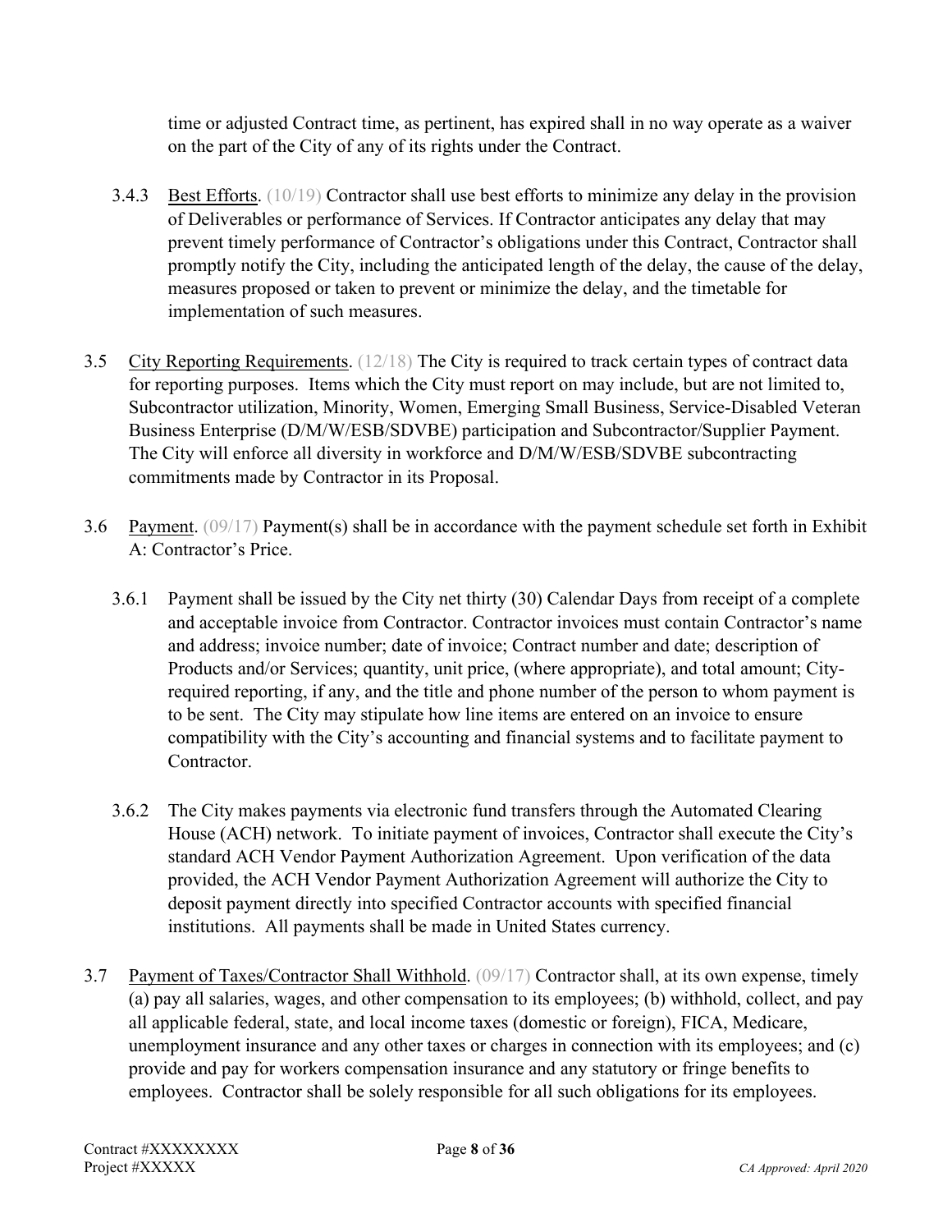time or adjusted Contract time, as pertinent, has expired shall in no way operate as a waiver on the part of the City of any of its rights under the Contract.

3.4.3 Best Efforts. (10/19) Contractor shall use best efforts to minimize any delay in the provision of Deliverables or performance of Services. If Contractor anticipates any delay that may prevent timely performance of Contractor's obligations under this Contract, Contractor shall promptly notify the City, including the anticipated length of the delay, the cause of the delay, measures proposed or taken to prevent or minimize the delay, and the timetable for implementation of such measures.

3.5 City Reporting Requirements. (12/18) The City is required to track certain types of contract data for reporting purposes. Items which the City must report on may include, but are not limited to, Subcontractor utilization, Minority, Women, Emerging Small Business, Service-Disabled Veteran Business Enterprise (D/M/W/ESB/SDVBE) participation and Subcontractor/Supplier Payment. The City will enforce all diversity in workforce and D/M/W/ESB/SDVBE subcontracting commitments made by Contractor in its Proposal.

3.6 Payment. (09/17) Payment(s) shall be in accordance with the payment schedule set forth in Exhibit A: Contractor's Price.

3.6.1 Payment shall be issued by the City net thirty (30) Calendar Days from receipt of a complete and acceptable invoice from Contractor. Contractor invoices must contain Contractor's name and address; invoice number; date of invoice; Contract number and date; description of Products and/or Services; quantity, unit price, (where appropriate), and total amount; City-required reporting, if any, and the title and phone number of the person to whom payment is to be sent. The City may stipulate how line items are entered on an invoice to ensure compatibility with the City's accounting and financial systems and to facilitate payment to Contractor.

3.6.2 The City makes payments via electronic fund transfers through the Automated Clearing House (ACH) network. To initiate payment of invoices, Contractor shall execute the City's standard ACH Vendor Payment Authorization Agreement. Upon verification of the data provided, the ACH Vendor Payment Authorization Agreement will authorize the City to deposit payment directly into specified Contractor accounts with specified financial institutions. All payments shall be made in United States currency.

3.7 Payment of Taxes/Contractor Shall Withhold. (09/17) Contractor shall, at its own expense, timely (a) pay all salaries, wages, and other compensation to its employees; (b) withhold, collect, and pay all applicable federal, state, and local income taxes (domestic or foreign), FICA, Medicare, unemployment insurance and any other taxes or charges in connection with its employees; and (c) provide and pay for workers compensation insurance and any statutory or fringe benefits to employees. Contractor shall be solely responsible for all such obligations for its employees.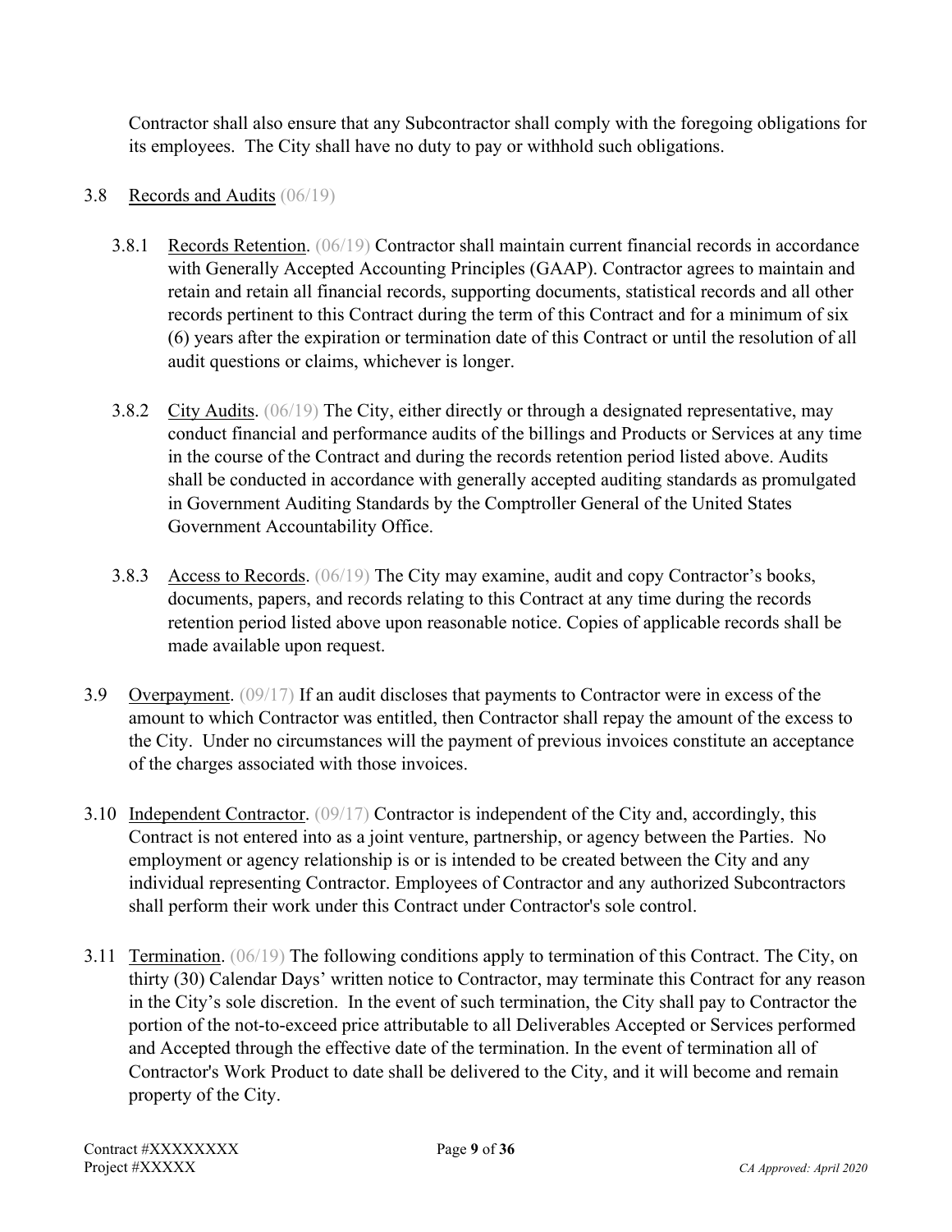Contractor shall also ensure that any Subcontractor shall comply with the foregoing obligations for its employees. The City shall have no duty to pay or withhold such obligations.

3.8 Records and Audits (06/19)

3.8.1 Records Retention. (06/19) Contractor shall maintain current financial records in accordance with Generally Accepted Accounting Principles (GAAP). Contractor agrees to maintain and retain and retain all financial records, supporting documents, statistical records and all other records pertinent to this Contract during the term of this Contract and for a minimum of six (6) years after the expiration or termination date of this Contract or until the resolution of all audit questions or claims, whichever is longer.

3.8.2 City Audits. (06/19) The City, either directly or through a designated representative, may conduct financial and performance audits of the billings and Products or Services at any time in the course of the Contract and during the records retention period listed above. Audits shall be conducted in accordance with generally accepted auditing standards as promulgated in Government Auditing Standards by the Comptroller General of the United States Government Accountability Office.

3.8.3 Access to Records. (06/19) The City may examine, audit and copy Contractor's books, documents, papers, and records relating to this Contract at any time during the records retention period listed above upon reasonable notice. Copies of applicable records shall be made available upon request.

3.9 Overpayment. (09/17) If an audit discloses that payments to Contractor were in excess of the amount to which Contractor was entitled, then Contractor shall repay the amount of the excess to the City. Under no circumstances will the payment of previous invoices constitute an acceptance of the charges associated with those invoices.

3.10 Independent Contractor. (09/17) Contractor is independent of the City and, accordingly, this Contract is not entered into as a joint venture, partnership, or agency between the Parties. No employment or agency relationship is or is intended to be created between the City and any individual representing Contractor. Employees of Contractor and any authorized Subcontractors shall perform their work under this Contract under Contractor's sole control.

3.11 Termination. (06/19) The following conditions apply to termination of this Contract. The City, on thirty (30) Calendar Days' written notice to Contractor, may terminate this Contract for any reason in the City's sole discretion. In the event of such termination, the City shall pay to Contractor the portion of the not-to-exceed price attributable to all Deliverables Accepted or Services performed and Accepted through the effective date of the termination. In the event of termination all of Contractor's Work Product to date shall be delivered to the City, and it will become and remain property of the City.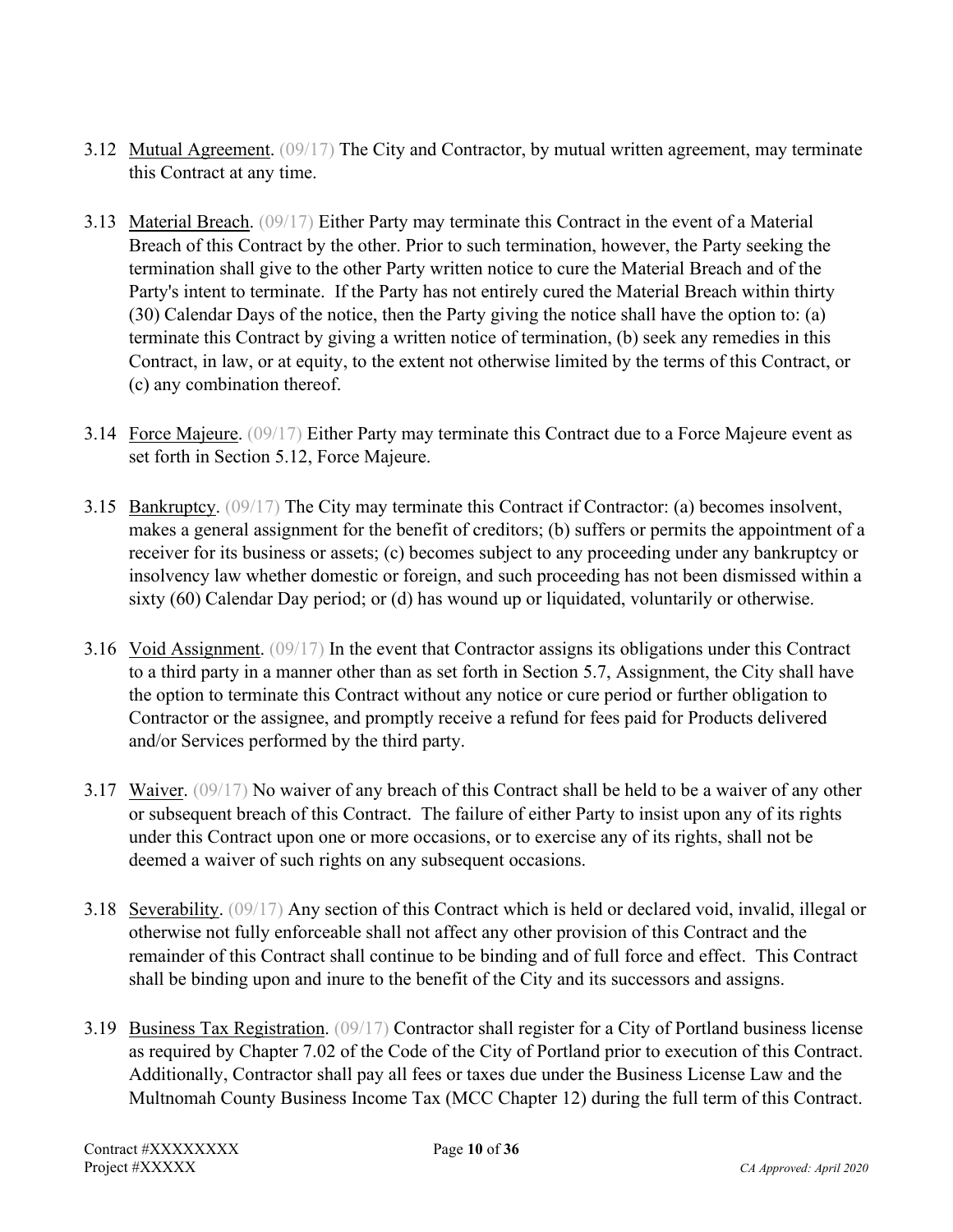3.12 Mutual Agreement. (09/17) The City and Contractor, by mutual written agreement, may terminate this Contract at any time.

3.13 Material Breach. (09/17) Either Party may terminate this Contract in the event of a Material Breach of this Contract by the other. Prior to such termination, however, the Party seeking the termination shall give to the other Party written notice to cure the Material Breach and of the Party's intent to terminate. If the Party has not entirely cured the Material Breach within thirty (30) Calendar Days of the notice, then the Party giving the notice shall have the option to: (a) terminate this Contract by giving a written notice of termination, (b) seek any remedies in this Contract, in law, or at equity, to the extent not otherwise limited by the terms of this Contract, or (c) any combination thereof.

3.14 Force Majeure. (09/17) Either Party may terminate this Contract due to a Force Majeure event as set forth in Section 5.12, Force Majeure.

3.15 Bankruptcy. (09/17) The City may terminate this Contract if Contractor: (a) becomes insolvent, makes a general assignment for the benefit of creditors; (b) suffers or permits the appointment of a receiver for its business or assets; (c) becomes subject to any proceeding under any bankruptcy or insolvency law whether domestic or foreign, and such proceeding has not been dismissed within a sixty (60) Calendar Day period; or (d) has wound up or liquidated, voluntarily or otherwise.

3.16 Void Assignment. (09/17) In the event that Contractor assigns its obligations under this Contract to a third party in a manner other than as set forth in Section 5.7, Assignment, the City shall have the option to terminate this Contract without any notice or cure period or further obligation to Contractor or the assignee, and promptly receive a refund for fees paid for Products delivered and/or Services performed by the third party.

3.17 Waiver. (09/17) No waiver of any breach of this Contract shall be held to be a waiver of any other or subsequent breach of this Contract. The failure of either Party to insist upon any of its rights under this Contract upon one or more occasions, or to exercise any of its rights, shall not be deemed a waiver of such rights on any subsequent occasions.

3.18 Severability. (09/17) Any section of this Contract which is held or declared void, invalid, illegal or otherwise not fully enforceable shall not affect any other provision of this Contract and the remainder of this Contract shall continue to be binding and of full force and effect. This Contract shall be binding upon and inure to the benefit of the City and its successors and assigns.

3.19 Business Tax Registration. (09/17) Contractor shall register for a City of Portland business license as required by Chapter 7.02 of the Code of the City of Portland prior to execution of this Contract. Additionally, Contractor shall pay all fees or taxes due under the Business License Law and the Multnomah County Business Income Tax (MCC Chapter 12) during the full term of this Contract.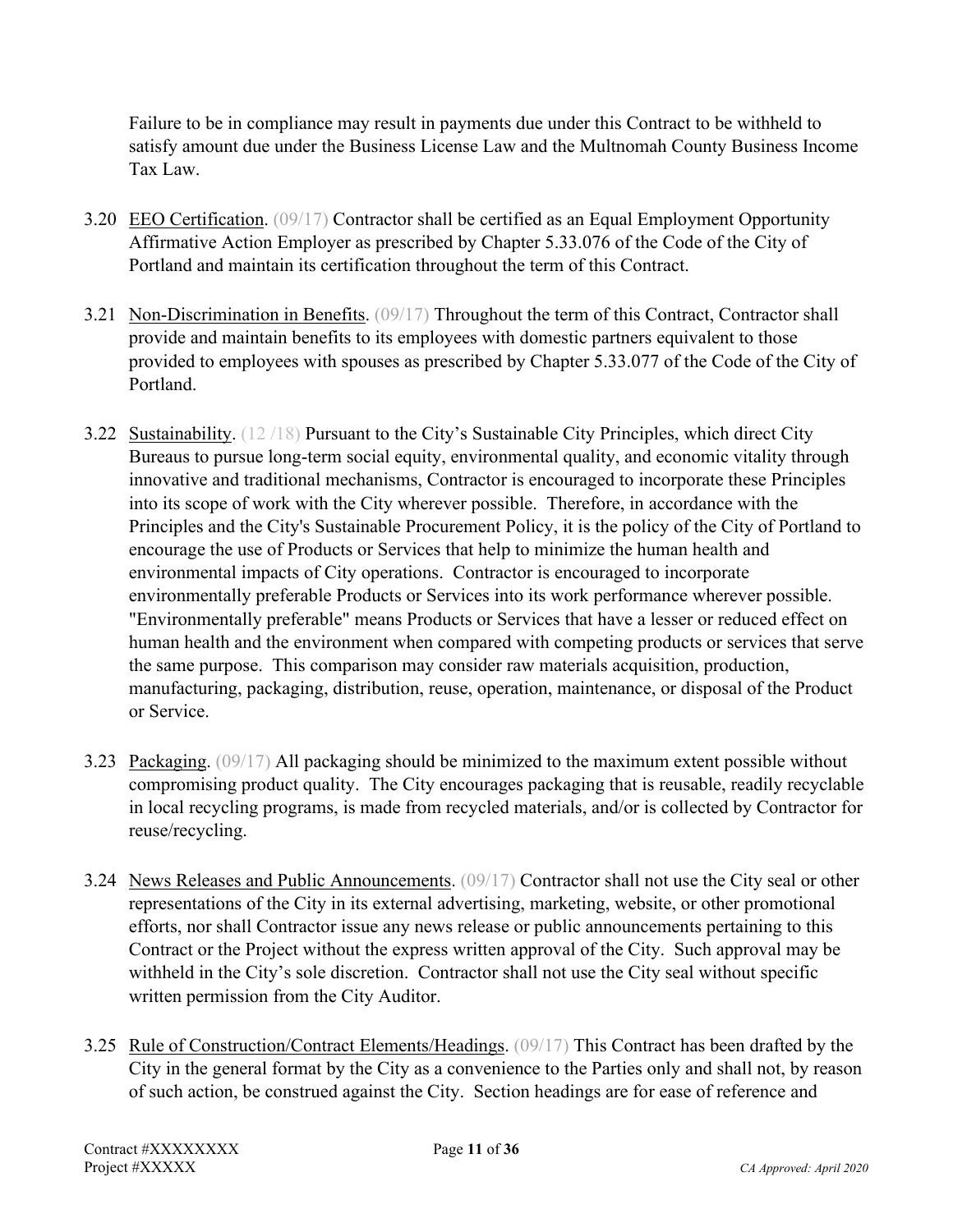Failure to be in compliance may result in payments due under this Contract to be withheld to satisfy amount due under the Business License Law and the Multnomah County Business Income Tax Law.

3.20 EEO Certification. (09/17) Contractor shall be certified as an Equal Employment Opportunity Affirmative Action Employer as prescribed by Chapter 5.33.076 of the Code of the City of Portland and maintain its certification throughout the term of this Contract.

3.21 Non-Discrimination in Benefits. (09/17) Throughout the term of this Contract, Contractor shall provide and maintain benefits to its employees with domestic partners equivalent to those provided to employees with spouses as prescribed by Chapter 5.33.077 of the Code of the City of Portland.

3.22 Sustainability. (12 /18) Pursuant to the City's Sustainable City Principles, which direct City Bureaus to pursue long-term social equity, environmental quality, and economic vitality through innovative and traditional mechanisms, Contractor is encouraged to incorporate these Principles into its scope of work with the City wherever possible. Therefore, in accordance with the Principles and the City's Sustainable Procurement Policy, it is the policy of the City of Portland to encourage the use of Products or Services that help to minimize the human health and environmental impacts of City operations. Contractor is encouraged to incorporate environmentally preferable Products or Services into its work performance wherever possible. "Environmentally preferable" means Products or Services that have a lesser or reduced effect on human health and the environment when compared with competing products or services that serve the same purpose. This comparison may consider raw materials acquisition, production, manufacturing, packaging, distribution, reuse, operation, maintenance, or disposal of the Product or Service.

3.23 Packaging. (09/17) All packaging should be minimized to the maximum extent possible without compromising product quality. The City encourages packaging that is reusable, readily recyclable in local recycling programs, is made from recycled materials, and/or is collected by Contractor for reuse/recycling.

3.24 News Releases and Public Announcements. (09/17) Contractor shall not use the City seal or other representations of the City in its external advertising, marketing, website, or other promotional efforts, nor shall Contractor issue any news release or public announcements pertaining to this Contract or the Project without the express written approval of the City. Such approval may be withheld in the City's sole discretion. Contractor shall not use the City seal without specific written permission from the City Auditor.

3.25 Rule of Construction/Contract Elements/Headings. (09/17) This Contract has been drafted by the City in the general format by the City as a convenience to the Parties only and shall not, by reason of such action, be construed against the City. Section headings are for ease of reference and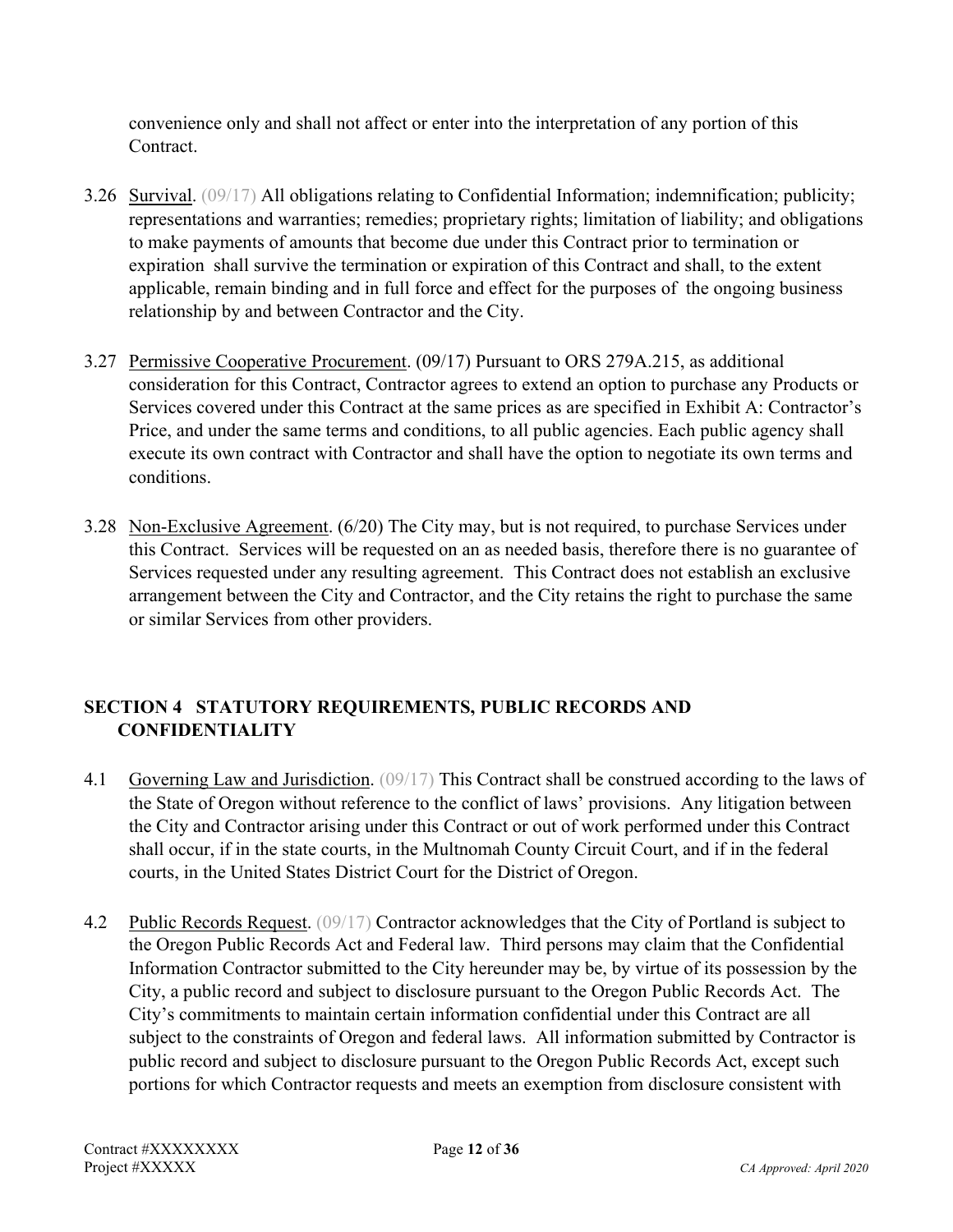convenience only and shall not affect or enter into the interpretation of any portion of this Contract.

3.26 Survival. (09/17) All obligations relating to Confidential Information; indemnification; publicity; representations and warranties; remedies; proprietary rights; limitation of liability; and obligations to make payments of amounts that become due under this Contract prior to termination or expiration shall survive the termination or expiration of this Contract and shall, to the extent applicable, remain binding and in full force and effect for the purposes of the ongoing business relationship by and between Contractor and the City.

3.27 Permissive Cooperative Procurement. (09/17) Pursuant to ORS 279A.215, as additional consideration for this Contract, Contractor agrees to extend an option to purchase any Products or Services covered under this Contract at the same prices as are specified in Exhibit A: Contractor's Price, and under the same terms and conditions, to all public agencies. Each public agency shall execute its own contract with Contractor and shall have the option to negotiate its own terms and conditions.

3.28 Non-Exclusive Agreement. (6/20) The City may, but is not required, to purchase Services under this Contract. Services will be requested on an as needed basis, therefore there is no guarantee of Services requested under any resulting agreement. This Contract does not establish an exclusive arrangement between the City and Contractor, and the City retains the right to purchase the same or similar Services from other providers.

## SECTION 4 STATUTORY REQUIREMENTS, PUBLIC RECORDS AND CONFIDENTIALITY

4.1 Governing Law and Jurisdiction. (09/17) This Contract shall be construed according to the laws of the State of Oregon without reference to the conflict of laws' provisions. Any litigation between the City and Contractor arising under this Contract or out of work performed under this Contract shall occur, if in the state courts, in the Multnomah County Circuit Court, and if in the federal courts, in the United States District Court for the District of Oregon.

4.2 Public Records Request. (09/17) Contractor acknowledges that the City of Portland is subject to the Oregon Public Records Act and Federal law. Third persons may claim that the Confidential Information Contractor submitted to the City hereunder may be, by virtue of its possession by the City, a public record and subject to disclosure pursuant to the Oregon Public Records Act. The City's commitments to maintain certain information confidential under this Contract are all subject to the constraints of Oregon and federal laws. All information submitted by Contractor is public record and subject to disclosure pursuant to the Oregon Public Records Act, except such portions for which Contractor requests and meets an exemption from disclosure consistent with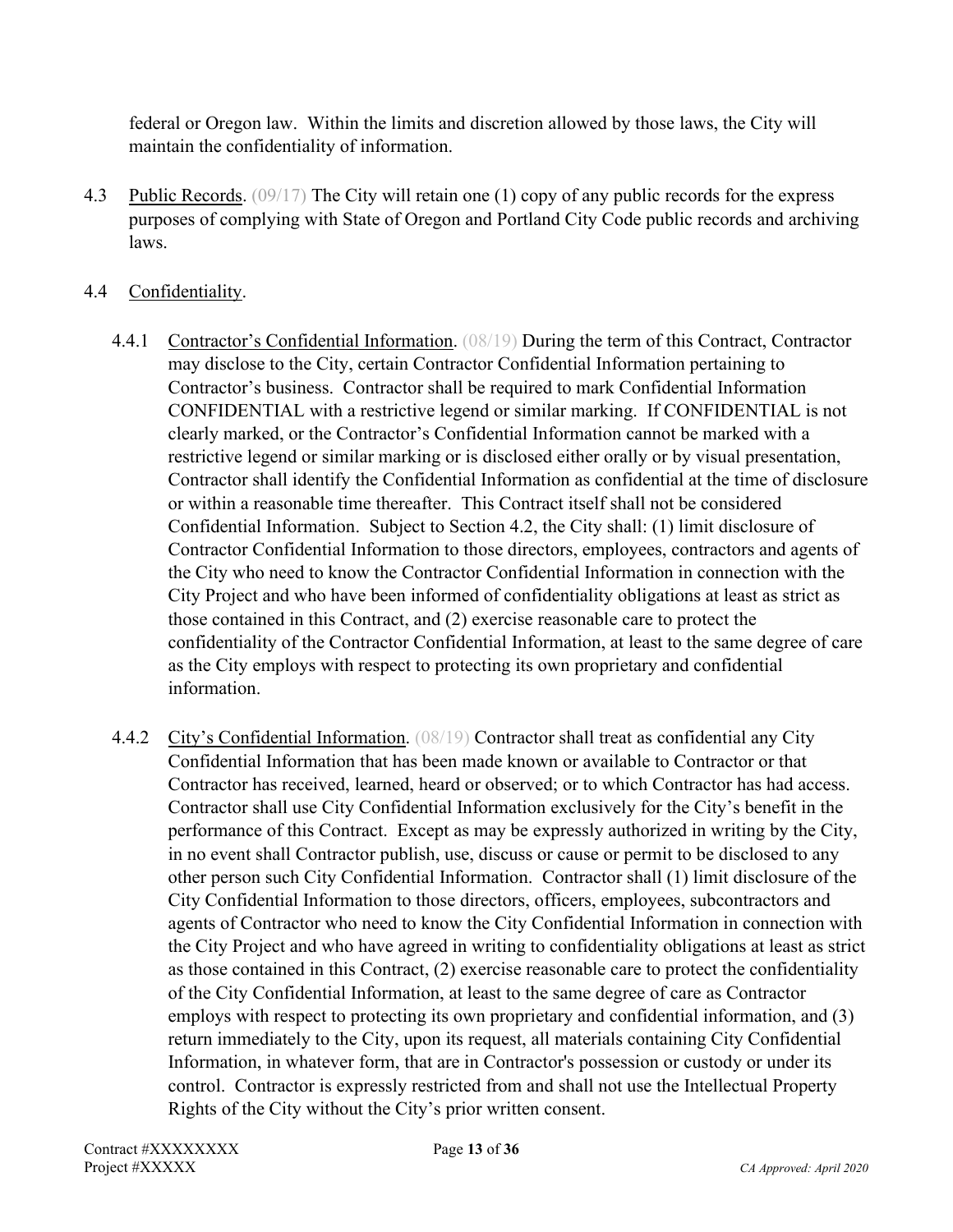federal or Oregon law. Within the limits and discretion allowed by those laws, the City will maintain the confidentiality of information.

4.3 Public Records. (09/17) The City will retain one (1) copy of any public records for the express purposes of complying with State of Oregon and Portland City Code public records and archiving laws.

4.4 Confidentiality.

4.4.1 Contractor's Confidential Information. (08/19) During the term of this Contract, Contractor may disclose to the City, certain Contractor Confidential Information pertaining to Contractor's business. Contractor shall be required to mark Confidential Information CONFIDENTIAL with a restrictive legend or similar marking. If CONFIDENTIAL is not clearly marked, or the Contractor's Confidential Information cannot be marked with a restrictive legend or similar marking or is disclosed either orally or by visual presentation, Contractor shall identify the Confidential Information as confidential at the time of disclosure or within a reasonable time thereafter. This Contract itself shall not be considered Confidential Information. Subject to Section 4.2, the City shall: (1) limit disclosure of Contractor Confidential Information to those directors, employees, contractors and agents of the City who need to know the Contractor Confidential Information in connection with the City Project and who have been informed of confidentiality obligations at least as strict as those contained in this Contract, and (2) exercise reasonable care to protect the confidentiality of the Contractor Confidential Information, at least to the same degree of care as the City employs with respect to protecting its own proprietary and confidential information.

4.4.2 City's Confidential Information. (08/19) Contractor shall treat as confidential any City Confidential Information that has been made known or available to Contractor or that Contractor has received, learned, heard or observed; or to which Contractor has had access. Contractor shall use City Confidential Information exclusively for the City's benefit in the performance of this Contract. Except as may be expressly authorized in writing by the City, in no event shall Contractor publish, use, discuss or cause or permit to be disclosed to any other person such City Confidential Information. Contractor shall (1) limit disclosure of the City Confidential Information to those directors, officers, employees, subcontractors and agents of Contractor who need to know the City Confidential Information in connection with the City Project and who have agreed in writing to confidentiality obligations at least as strict as those contained in this Contract, (2) exercise reasonable care to protect the confidentiality of the City Confidential Information, at least to the same degree of care as Contractor employs with respect to protecting its own proprietary and confidential information, and (3) return immediately to the City, upon its request, all materials containing City Confidential Information, in whatever form, that are in Contractor's possession or custody or under its control. Contractor is expressly restricted from and shall not use the Intellectual Property Rights of the City without the City's prior written consent.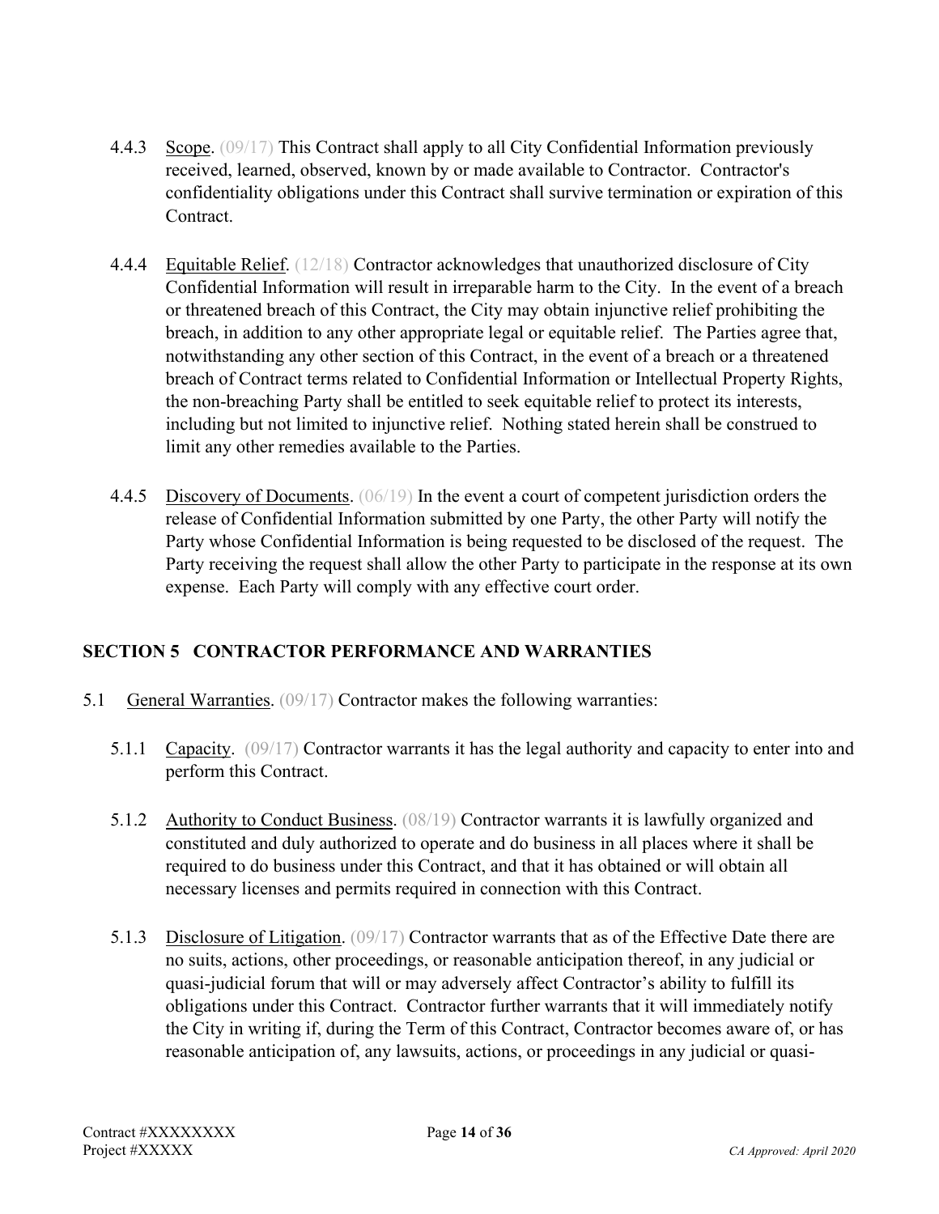4.4.3 Scope. (09/17) This Contract shall apply to all City Confidential Information previously received, learned, observed, known by or made available to Contractor. Contractor's confidentiality obligations under this Contract shall survive termination or expiration of this Contract.

4.4.4 Equitable Relief. (12/18) Contractor acknowledges that unauthorized disclosure of City Confidential Information will result in irreparable harm to the City. In the event of a breach or threatened breach of this Contract, the City may obtain injunctive relief prohibiting the breach, in addition to any other appropriate legal or equitable relief. The Parties agree that, notwithstanding any other section of this Contract, in the event of a breach or a threatened breach of Contract terms related to Confidential Information or Intellectual Property Rights, the non-breaching Party shall be entitled to seek equitable relief to protect its interests, including but not limited to injunctive relief. Nothing stated herein shall be construed to limit any other remedies available to the Parties.

4.4.5 Discovery of Documents. (06/19) In the event a court of competent jurisdiction orders the release of Confidential Information submitted by one Party, the other Party will notify the Party whose Confidential Information is being requested to be disclosed of the request. The Party receiving the request shall allow the other Party to participate in the response at its own expense. Each Party will comply with any effective court order.

## SECTION 5 CONTRACTOR PERFORMANCE AND WARRANTIES

5.1 General Warranties. (09/17) Contractor makes the following warranties:

5.1.1 Capacity. (09/17) Contractor warrants it has the legal authority and capacity to enter into and perform this Contract.

5.1.2 Authority to Conduct Business. (08/19) Contractor warrants it is lawfully organized and constituted and duly authorized to operate and do business in all places where it shall be required to do business under this Contract, and that it has obtained or will obtain all necessary licenses and permits required in connection with this Contract.

5.1.3 Disclosure of Litigation. (09/17) Contractor warrants that as of the Effective Date there are no suits, actions, other proceedings, or reasonable anticipation thereof, in any judicial or quasi-judicial forum that will or may adversely affect Contractor's ability to fulfill its obligations under this Contract. Contractor further warrants that it will immediately notify the City in writing if, during the Term of this Contract, Contractor becomes aware of, or has reasonable anticipation of, any lawsuits, actions, or proceedings in any judicial or quasi-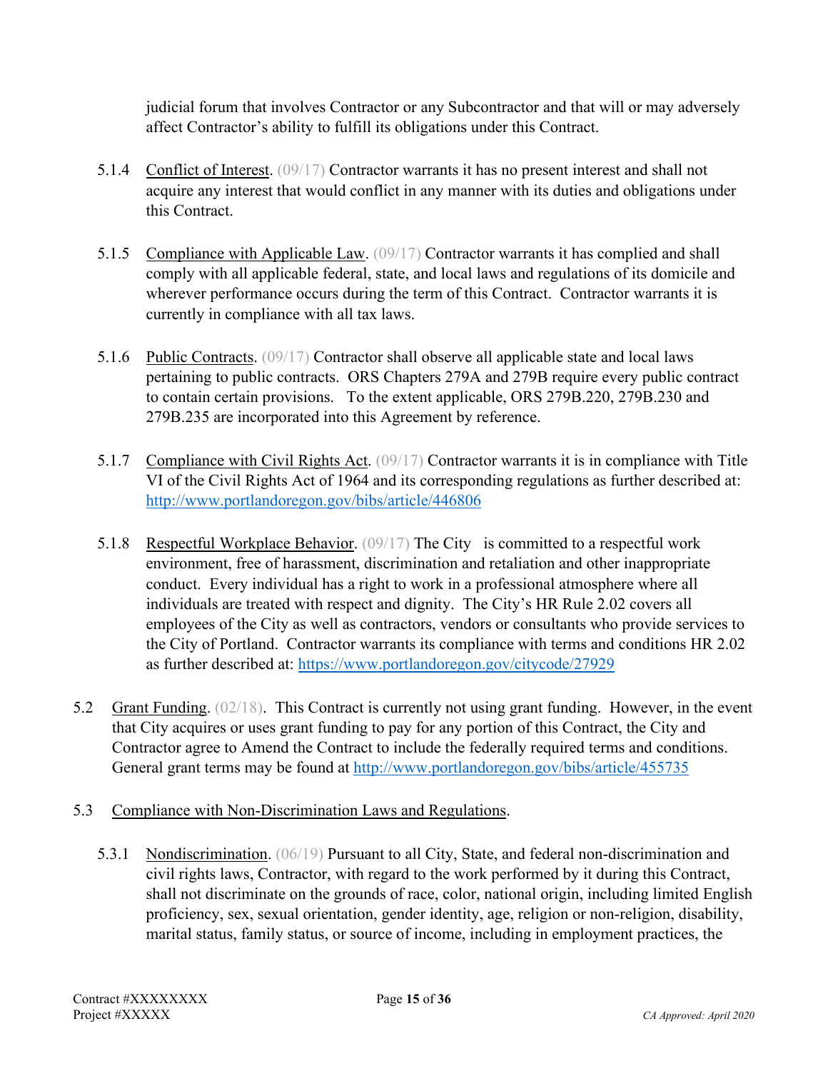judicial forum that involves Contractor or any Subcontractor and that will or may adversely affect Contractor's ability to fulfill its obligations under this Contract.

5.1.4 Conflict of Interest. (09/17) Contractor warrants it has no present interest and shall not acquire any interest that would conflict in any manner with its duties and obligations under this Contract.

5.1.5 Compliance with Applicable Law. (09/17) Contractor warrants it has complied and shall comply with all applicable federal, state, and local laws and regulations of its domicile and wherever performance occurs during the term of this Contract. Contractor warrants it is currently in compliance with all tax laws.

5.1.6 Public Contracts. (09/17) Contractor shall observe all applicable state and local laws pertaining to public contracts. ORS Chapters 279A and 279B require every public contract to contain certain provisions. To the extent applicable, ORS 279B.220, 279B.230 and 279B.235 are incorporated into this Agreement by reference.

5.1.7 Compliance with Civil Rights Act. (09/17) Contractor warrants it is in compliance with Title VI of the Civil Rights Act of 1964 and its corresponding regulations as further described at: http://www.portlandoregon.gov/bibs/article/446806

5.1.8 Respectful Workplace Behavior. (09/17) The City is committed to a respectful work environment, free of harassment, discrimination and retaliation and other inappropriate conduct. Every individual has a right to work in a professional atmosphere where all individuals are treated with respect and dignity. The City's HR Rule 2.02 covers all employees of the City as well as contractors, vendors or consultants who provide services to the City of Portland. Contractor warrants its compliance with terms and conditions HR 2.02 as further described at: https://www.portlandoregon.gov/citycode/27929

5.2 Grant Funding. (02/18). This Contract is currently not using grant funding. However, in the event that City acquires or uses grant funding to pay for any portion of this Contract, the City and Contractor agree to Amend the Contract to include the federally required terms and conditions. General grant terms may be found at http://www.portlandoregon.gov/bibs/article/455735

5.3 Compliance with Non-Discrimination Laws and Regulations.

5.3.1 Nondiscrimination. (06/19) Pursuant to all City, State, and federal non-discrimination and civil rights laws, Contractor, with regard to the work performed by it during this Contract, shall not discriminate on the grounds of race, color, national origin, including limited English proficiency, sex, sexual orientation, gender identity, age, religion or non-religion, disability, marital status, family status, or source of income, including in employment practices, the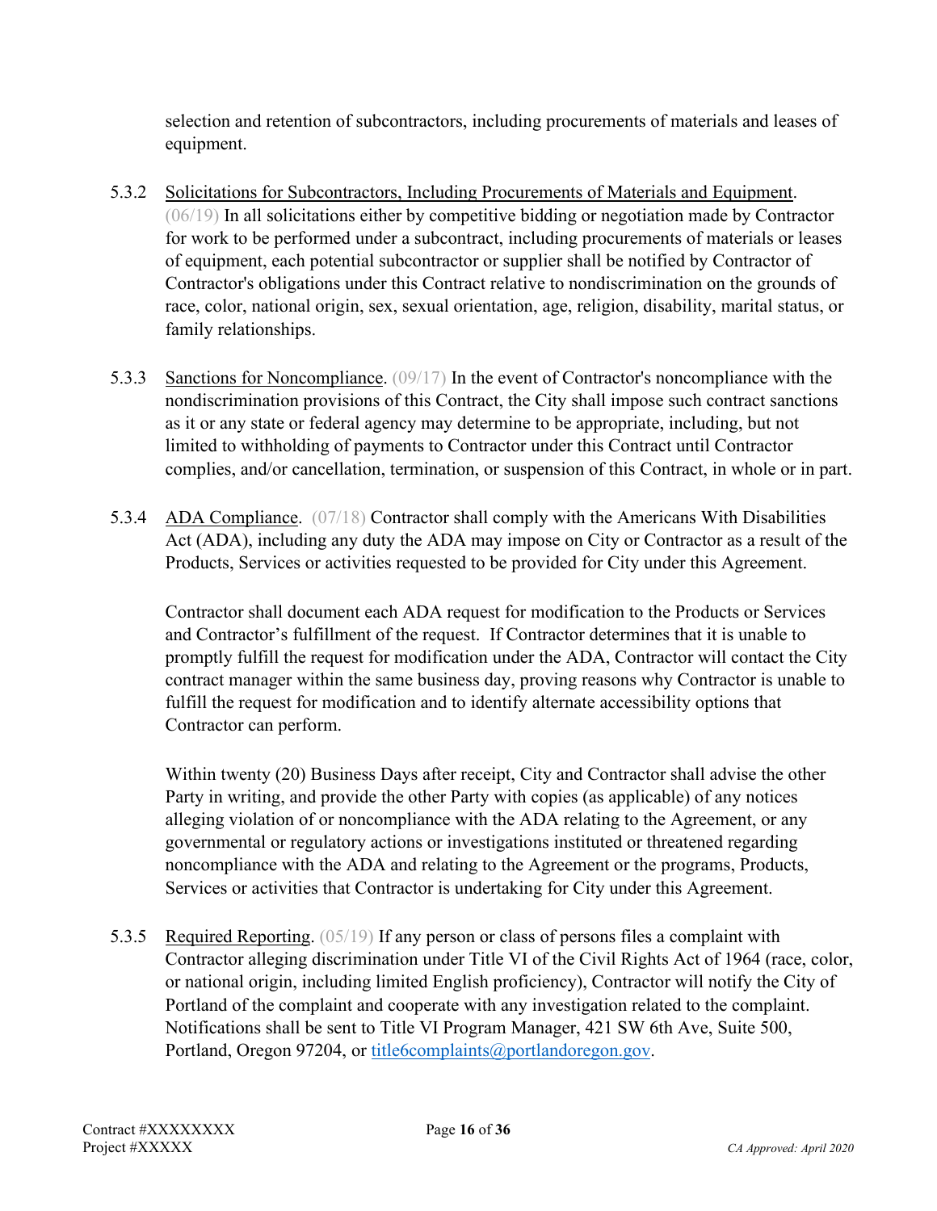selection and retention of subcontractors, including procurements of materials and leases of equipment.

5.3.2 Solicitations for Subcontractors, Including Procurements of Materials and Equipment. (06/19) In all solicitations either by competitive bidding or negotiation made by Contractor for work to be performed under a subcontract, including procurements of materials or leases of equipment, each potential subcontractor or supplier shall be notified by Contractor of Contractor's obligations under this Contract relative to nondiscrimination on the grounds of race, color, national origin, sex, sexual orientation, age, religion, disability, marital status, or family relationships.

5.3.3 Sanctions for Noncompliance. (09/17) In the event of Contractor's noncompliance with the nondiscrimination provisions of this Contract, the City shall impose such contract sanctions as it or any state or federal agency may determine to be appropriate, including, but not limited to withholding of payments to Contractor under this Contract until Contractor complies, and/or cancellation, termination, or suspension of this Contract, in whole or in part.

5.3.4 ADA Compliance. (07/18) Contractor shall comply with the Americans With Disabilities Act (ADA), including any duty the ADA may impose on City or Contractor as a result of the Products, Services or activities requested to be provided for City under this Agreement.

Contractor shall document each ADA request for modification to the Products or Services and Contractor's fulfillment of the request. If Contractor determines that it is unable to promptly fulfill the request for modification under the ADA, Contractor will contact the City contract manager within the same business day, proving reasons why Contractor is unable to fulfill the request for modification and to identify alternate accessibility options that Contractor can perform.

Within twenty (20) Business Days after receipt, City and Contractor shall advise the other Party in writing, and provide the other Party with copies (as applicable) of any notices alleging violation of or noncompliance with the ADA relating to the Agreement, or any governmental or regulatory actions or investigations instituted or threatened regarding noncompliance with the ADA and relating to the Agreement or the programs, Products, Services or activities that Contractor is undertaking for City under this Agreement.

5.3.5 Required Reporting. (05/19) If any person or class of persons files a complaint with Contractor alleging discrimination under Title VI of the Civil Rights Act of 1964 (race, color, or national origin, including limited English proficiency), Contractor will notify the City of Portland of the complaint and cooperate with any investigation related to the complaint. Notifications shall be sent to Title VI Program Manager, 421 SW 6th Ave, Suite 500, Portland, Oregon 97204, or title6complaints@portlandoregon.gov.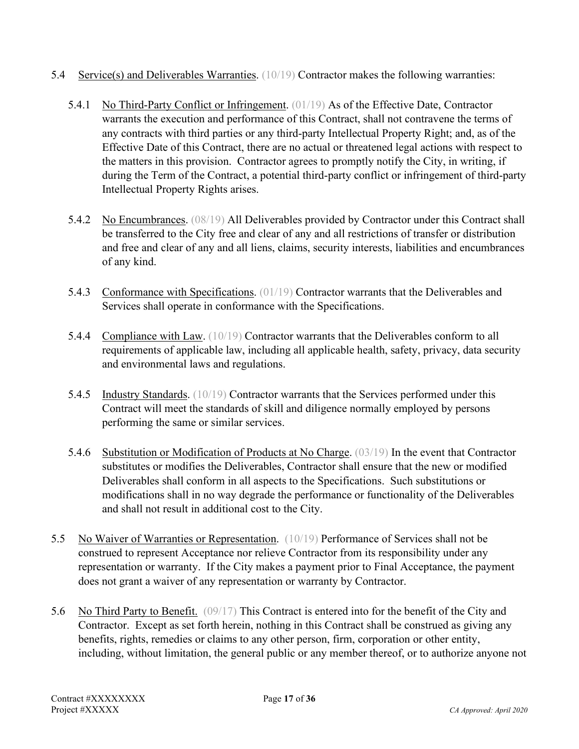5.4 Service(s) and Deliverables Warranties. (10/19) Contractor makes the following warranties:

5.4.1 No Third-Party Conflict or Infringement. (01/19) As of the Effective Date, Contractor warrants the execution and performance of this Contract, shall not contravene the terms of any contracts with third parties or any third-party Intellectual Property Right; and, as of the Effective Date of this Contract, there are no actual or threatened legal actions with respect to the matters in this provision. Contractor agrees to promptly notify the City, in writing, if during the Term of the Contract, a potential third-party conflict or infringement of third-party Intellectual Property Rights arises.

5.4.2 No Encumbrances. (08/19) All Deliverables provided by Contractor under this Contract shall be transferred to the City free and clear of any and all restrictions of transfer or distribution and free and clear of any and all liens, claims, security interests, liabilities and encumbrances of any kind.

5.4.3 Conformance with Specifications. (01/19) Contractor warrants that the Deliverables and Services shall operate in conformance with the Specifications.

5.4.4 Compliance with Law. (10/19) Contractor warrants that the Deliverables conform to all requirements of applicable law, including all applicable health, safety, privacy, data security and environmental laws and regulations.

5.4.5 Industry Standards. (10/19) Contractor warrants that the Services performed under this Contract will meet the standards of skill and diligence normally employed by persons performing the same or similar services.

5.4.6 Substitution or Modification of Products at No Charge. (03/19) In the event that Contractor substitutes or modifies the Deliverables, Contractor shall ensure that the new or modified Deliverables shall conform in all aspects to the Specifications. Such substitutions or modifications shall in no way degrade the performance or functionality of the Deliverables and shall not result in additional cost to the City.

5.5 No Waiver of Warranties or Representation. (10/19) Performance of Services shall not be construed to represent Acceptance nor relieve Contractor from its responsibility under any representation or warranty. If the City makes a payment prior to Final Acceptance, the payment does not grant a waiver of any representation or warranty by Contractor.

5.6 No Third Party to Benefit. (09/17) This Contract is entered into for the benefit of the City and Contractor. Except as set forth herein, nothing in this Contract shall be construed as giving any benefits, rights, remedies or claims to any other person, firm, corporation or other entity, including, without limitation, the general public or any member thereof, or to authorize anyone not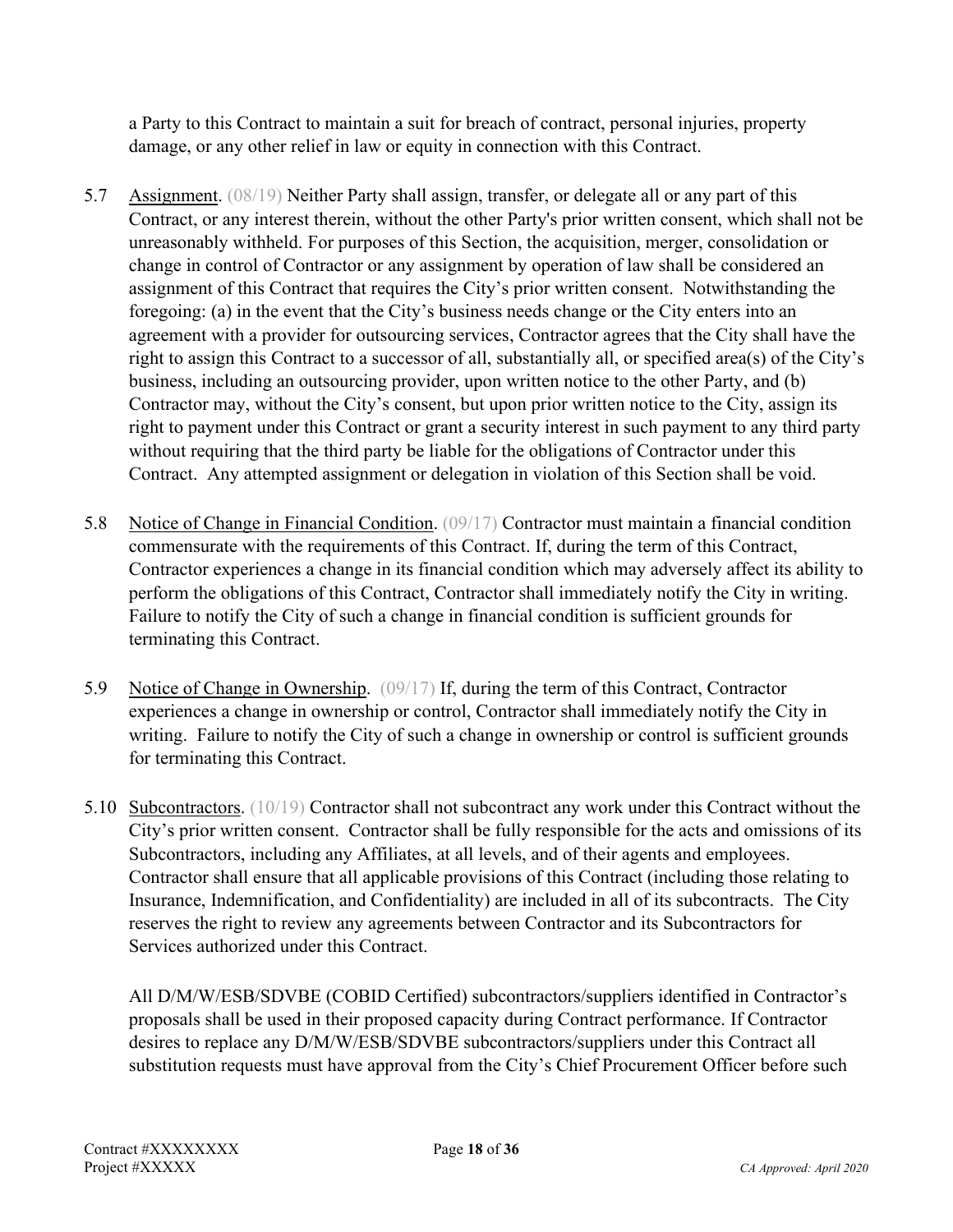a Party to this Contract to maintain a suit for breach of contract, personal injuries, property damage, or any other relief in law or equity in connection with this Contract.

5.7 Assignment. (08/19) Neither Party shall assign, transfer, or delegate all or any part of this Contract, or any interest therein, without the other Party's prior written consent, which shall not be unreasonably withheld. For purposes of this Section, the acquisition, merger, consolidation or change in control of Contractor or any assignment by operation of law shall be considered an assignment of this Contract that requires the City's prior written consent. Notwithstanding the foregoing: (a) in the event that the City's business needs change or the City enters into an agreement with a provider for outsourcing services, Contractor agrees that the City shall have the right to assign this Contract to a successor of all, substantially all, or specified area(s) of the City's business, including an outsourcing provider, upon written notice to the other Party, and (b) Contractor may, without the City's consent, but upon prior written notice to the City, assign its right to payment under this Contract or grant a security interest in such payment to any third party without requiring that the third party be liable for the obligations of Contractor under this Contract. Any attempted assignment or delegation in violation of this Section shall be void.

5.8 Notice of Change in Financial Condition. (09/17) Contractor must maintain a financial condition commensurate with the requirements of this Contract. If, during the term of this Contract, Contractor experiences a change in its financial condition which may adversely affect its ability to perform the obligations of this Contract, Contractor shall immediately notify the City in writing. Failure to notify the City of such a change in financial condition is sufficient grounds for terminating this Contract.

5.9 Notice of Change in Ownership. (09/17) If, during the term of this Contract, Contractor experiences a change in ownership or control, Contractor shall immediately notify the City in writing. Failure to notify the City of such a change in ownership or control is sufficient grounds for terminating this Contract.

5.10 Subcontractors. (10/19) Contractor shall not subcontract any work under this Contract without the City's prior written consent. Contractor shall be fully responsible for the acts and omissions of its Subcontractors, including any Affiliates, at all levels, and of their agents and employees. Contractor shall ensure that all applicable provisions of this Contract (including those relating to Insurance, Indemnification, and Confidentiality) are included in all of its subcontracts. The City reserves the right to review any agreements between Contractor and its Subcontractors for Services authorized under this Contract.

All D/M/W/ESB/SDVBE (COBID Certified) subcontractors/suppliers identified in Contractor's proposals shall be used in their proposed capacity during Contract performance. If Contractor desires to replace any D/M/W/ESB/SDVBE subcontractors/suppliers under this Contract all substitution requests must have approval from the City's Chief Procurement Officer before such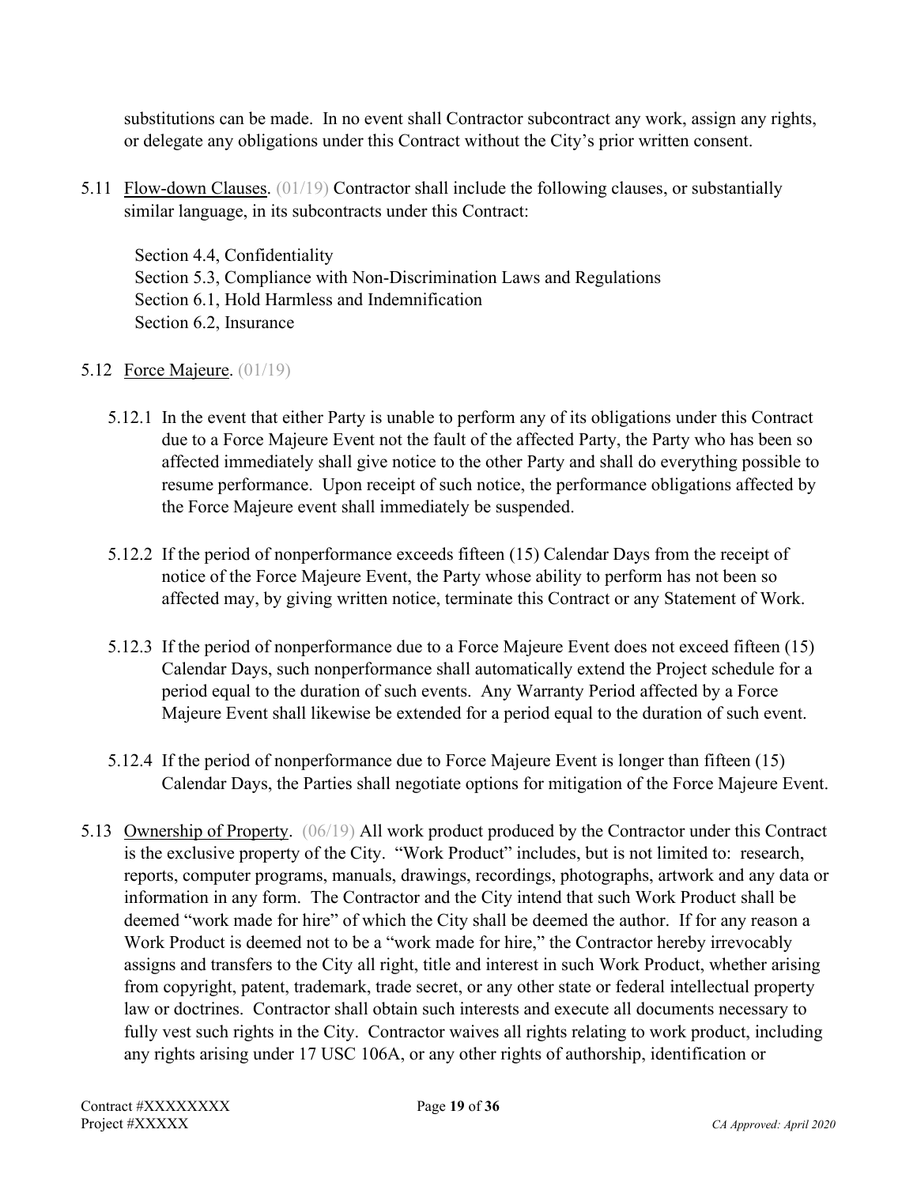substitutions can be made. In no event shall Contractor subcontract any work, assign any rights, or delegate any obligations under this Contract without the City's prior written consent.

5.11 Flow-down Clauses. (01/19) Contractor shall include the following clauses, or substantially similar language, in its subcontracts under this Contract:

Section 4.4, Confidentiality
Section 5.3, Compliance with Non-Discrimination Laws and Regulations
Section 6.1, Hold Harmless and Indemnification
Section 6.2, Insurance

5.12 Force Majeure. (01/19)

5.12.1 In the event that either Party is unable to perform any of its obligations under this Contract due to a Force Majeure Event not the fault of the affected Party, the Party who has been so affected immediately shall give notice to the other Party and shall do everything possible to resume performance. Upon receipt of such notice, the performance obligations affected by the Force Majeure event shall immediately be suspended.

5.12.2 If the period of nonperformance exceeds fifteen (15) Calendar Days from the receipt of notice of the Force Majeure Event, the Party whose ability to perform has not been so affected may, by giving written notice, terminate this Contract or any Statement of Work.

5.12.3 If the period of nonperformance due to a Force Majeure Event does not exceed fifteen (15) Calendar Days, such nonperformance shall automatically extend the Project schedule for a period equal to the duration of such events. Any Warranty Period affected by a Force Majeure Event shall likewise be extended for a period equal to the duration of such event.

5.12.4 If the period of nonperformance due to Force Majeure Event is longer than fifteen (15) Calendar Days, the Parties shall negotiate options for mitigation of the Force Majeure Event.

5.13 Ownership of Property. (06/19) All work product produced by the Contractor under this Contract is the exclusive property of the City. "Work Product" includes, but is not limited to: research, reports, computer programs, manuals, drawings, recordings, photographs, artwork and any data or information in any form. The Contractor and the City intend that such Work Product shall be deemed "work made for hire" of which the City shall be deemed the author. If for any reason a Work Product is deemed not to be a "work made for hire," the Contractor hereby irrevocably assigns and transfers to the City all right, title and interest in such Work Product, whether arising from copyright, patent, trademark, trade secret, or any other state or federal intellectual property law or doctrines. Contractor shall obtain such interests and execute all documents necessary to fully vest such rights in the City. Contractor waives all rights relating to work product, including any rights arising under 17 USC 106A, or any other rights of authorship, identification or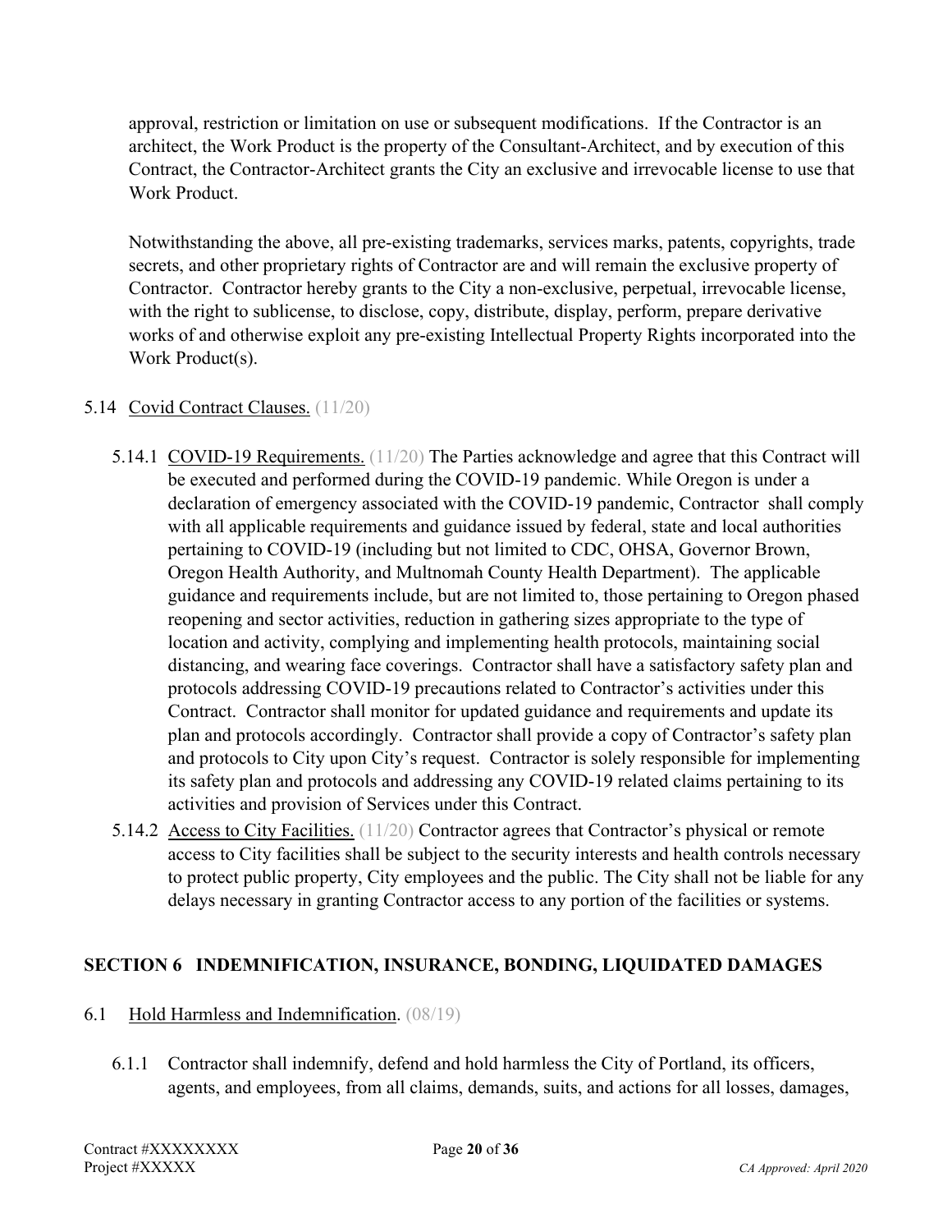approval, restriction or limitation on use or subsequent modifications. If the Contractor is an architect, the Work Product is the property of the Consultant-Architect, and by execution of this Contract, the Contractor-Architect grants the City an exclusive and irrevocable license to use that Work Product.

Notwithstanding the above, all pre-existing trademarks, services marks, patents, copyrights, trade secrets, and other proprietary rights of Contractor are and will remain the exclusive property of Contractor. Contractor hereby grants to the City a non-exclusive, perpetual, irrevocable license, with the right to sublicense, to disclose, copy, distribute, display, perform, prepare derivative works of and otherwise exploit any pre-existing Intellectual Property Rights incorporated into the Work Product(s).

5.14 Covid Contract Clauses. (11/20)

5.14.1 COVID-19 Requirements. (11/20) The Parties acknowledge and agree that this Contract will be executed and performed during the COVID-19 pandemic. While Oregon is under a declaration of emergency associated with the COVID-19 pandemic, Contractor shall comply with all applicable requirements and guidance issued by federal, state and local authorities pertaining to COVID-19 (including but not limited to CDC, OHSA, Governor Brown, Oregon Health Authority, and Multnomah County Health Department). The applicable guidance and requirements include, but are not limited to, those pertaining to Oregon phased reopening and sector activities, reduction in gathering sizes appropriate to the type of location and activity, complying and implementing health protocols, maintaining social distancing, and wearing face coverings. Contractor shall have a satisfactory safety plan and protocols addressing COVID-19 precautions related to Contractor's activities under this Contract. Contractor shall monitor for updated guidance and requirements and update its plan and protocols accordingly. Contractor shall provide a copy of Contractor's safety plan and protocols to City upon City's request. Contractor is solely responsible for implementing its safety plan and protocols and addressing any COVID-19 related claims pertaining to its activities and provision of Services under this Contract.

5.14.2 Access to City Facilities. (11/20) Contractor agrees that Contractor's physical or remote access to City facilities shall be subject to the security interests and health controls necessary to protect public property, City employees and the public. The City shall not be liable for any delays necessary in granting Contractor access to any portion of the facilities or systems.

## SECTION 6 INDEMNIFICATION, INSURANCE, BONDING, LIQUIDATED DAMAGES

6.1 Hold Harmless and Indemnification. (08/19)

6.1.1 Contractor shall indemnify, defend and hold harmless the City of Portland, its officers, agents, and employees, from all claims, demands, suits, and actions for all losses, damages,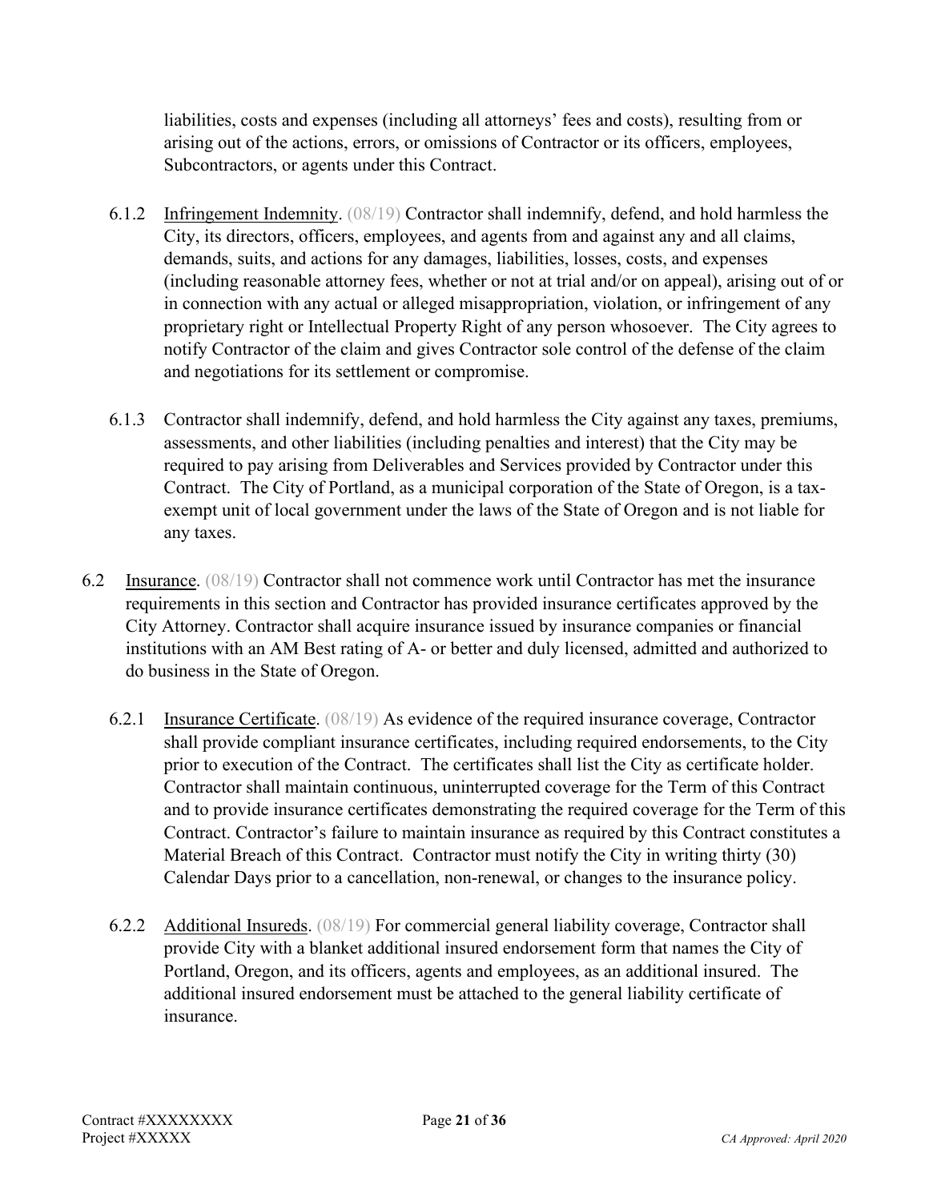liabilities, costs and expenses (including all attorneys' fees and costs), resulting from or arising out of the actions, errors, or omissions of Contractor or its officers, employees, Subcontractors, or agents under this Contract.

6.1.2 Infringement Indemnity. (08/19) Contractor shall indemnify, defend, and hold harmless the City, its directors, officers, employees, and agents from and against any and all claims, demands, suits, and actions for any damages, liabilities, losses, costs, and expenses (including reasonable attorney fees, whether or not at trial and/or on appeal), arising out of or in connection with any actual or alleged misappropriation, violation, or infringement of any proprietary right or Intellectual Property Right of any person whosoever. The City agrees to notify Contractor of the claim and gives Contractor sole control of the defense of the claim and negotiations for its settlement or compromise.

6.1.3 Contractor shall indemnify, defend, and hold harmless the City against any taxes, premiums, assessments, and other liabilities (including penalties and interest) that the City may be required to pay arising from Deliverables and Services provided by Contractor under this Contract. The City of Portland, as a municipal corporation of the State of Oregon, is a tax-exempt unit of local government under the laws of the State of Oregon and is not liable for any taxes.

6.2 Insurance. (08/19) Contractor shall not commence work until Contractor has met the insurance requirements in this section and Contractor has provided insurance certificates approved by the City Attorney. Contractor shall acquire insurance issued by insurance companies or financial institutions with an AM Best rating of A- or better and duly licensed, admitted and authorized to do business in the State of Oregon.

6.2.1 Insurance Certificate. (08/19) As evidence of the required insurance coverage, Contractor shall provide compliant insurance certificates, including required endorsements, to the City prior to execution of the Contract. The certificates shall list the City as certificate holder. Contractor shall maintain continuous, uninterrupted coverage for the Term of this Contract and to provide insurance certificates demonstrating the required coverage for the Term of this Contract. Contractor's failure to maintain insurance as required by this Contract constitutes a Material Breach of this Contract. Contractor must notify the City in writing thirty (30) Calendar Days prior to a cancellation, non-renewal, or changes to the insurance policy.

6.2.2 Additional Insureds. (08/19) For commercial general liability coverage, Contractor shall provide City with a blanket additional insured endorsement form that names the City of Portland, Oregon, and its officers, agents and employees, as an additional insured. The additional insured endorsement must be attached to the general liability certificate of insurance.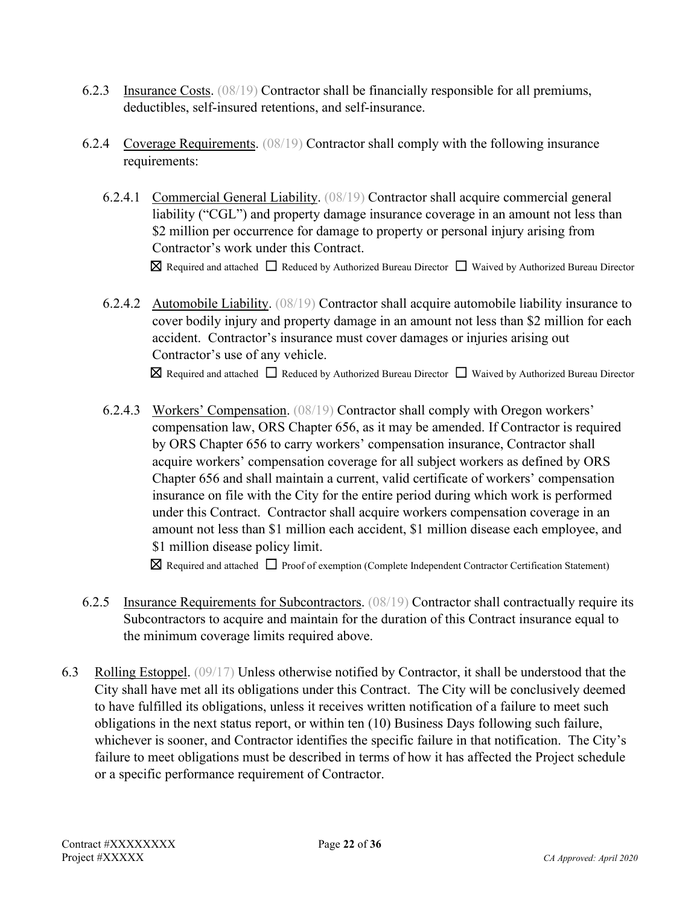6.2.3 Insurance Costs. (08/19) Contractor shall be financially responsible for all premiums, deductibles, self-insured retentions, and self-insurance.

6.2.4 Coverage Requirements. (08/19) Contractor shall comply with the following insurance requirements:

6.2.4.1 Commercial General Liability. (08/19) Contractor shall acquire commercial general liability ("CGL") and property damage insurance coverage in an amount not less than $2 million per occurrence for damage to property or personal injury arising from Contractor's work under this Contract.

☒ Required and attached ☐ Reduced by Authorized Bureau Director ☐ Waived by Authorized Bureau Director

6.2.4.2 Automobile Liability. (08/19) Contractor shall acquire automobile liability insurance to cover bodily injury and property damage in an amount not less than $2 million for each accident. Contractor's insurance must cover damages or injuries arising out Contractor's use of any vehicle.

☒ Required and attached ☐ Reduced by Authorized Bureau Director ☐ Waived by Authorized Bureau Director

6.2.4.3 Workers' Compensation. (08/19) Contractor shall comply with Oregon workers' compensation law, ORS Chapter 656, as it may be amended. If Contractor is required by ORS Chapter 656 to carry workers' compensation insurance, Contractor shall acquire workers' compensation coverage for all subject workers as defined by ORS Chapter 656 and shall maintain a current, valid certificate of workers' compensation insurance on file with the City for the entire period during which work is performed under this Contract. Contractor shall acquire workers compensation coverage in an amount not less than $1 million each accident, $1 million disease each employee, and $1 million disease policy limit.

☒ Required and attached ☐ Proof of exemption (Complete Independent Contractor Certification Statement)

6.2.5 Insurance Requirements for Subcontractors. (08/19) Contractor shall contractually require its Subcontractors to acquire and maintain for the duration of this Contract insurance equal to the minimum coverage limits required above.

6.3 Rolling Estoppel. (09/17) Unless otherwise notified by Contractor, it shall be understood that the City shall have met all its obligations under this Contract. The City will be conclusively deemed to have fulfilled its obligations, unless it receives written notification of a failure to meet such obligations in the next status report, or within ten (10) Business Days following such failure, whichever is sooner, and Contractor identifies the specific failure in that notification. The City's failure to meet obligations must be described in terms of how it has affected the Project schedule or a specific performance requirement of Contractor.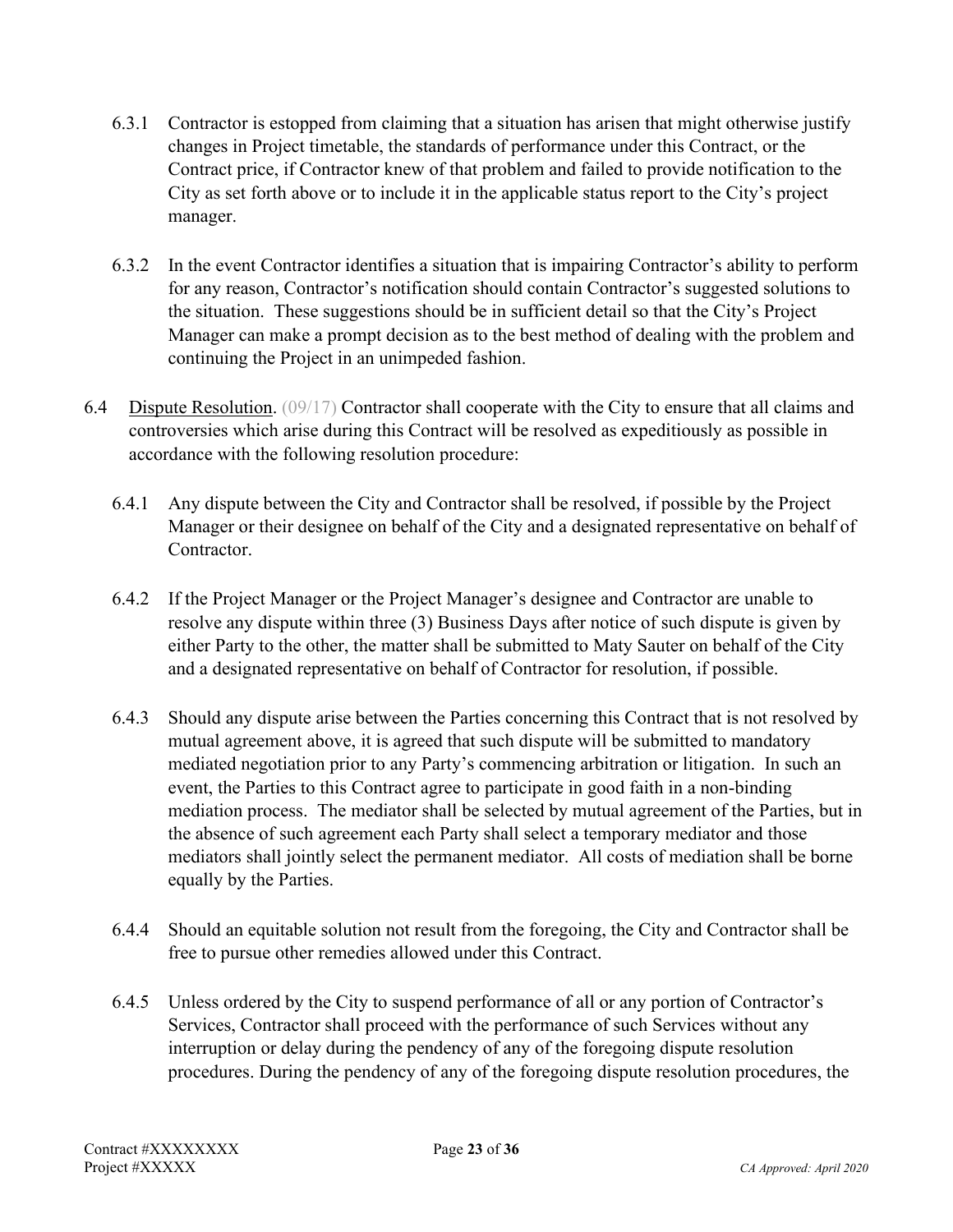6.3.1 Contractor is estopped from claiming that a situation has arisen that might otherwise justify changes in Project timetable, the standards of performance under this Contract, or the Contract price, if Contractor knew of that problem and failed to provide notification to the City as set forth above or to include it in the applicable status report to the City's project manager.

6.3.2 In the event Contractor identifies a situation that is impairing Contractor's ability to perform for any reason, Contractor's notification should contain Contractor's suggested solutions to the situation. These suggestions should be in sufficient detail so that the City's Project Manager can make a prompt decision as to the best method of dealing with the problem and continuing the Project in an unimpeded fashion.

6.4 Dispute Resolution. (09/17) Contractor shall cooperate with the City to ensure that all claims and controversies which arise during this Contract will be resolved as expeditiously as possible in accordance with the following resolution procedure:

6.4.1 Any dispute between the City and Contractor shall be resolved, if possible by the Project Manager or their designee on behalf of the City and a designated representative on behalf of Contractor.

6.4.2 If the Project Manager or the Project Manager's designee and Contractor are unable to resolve any dispute within three (3) Business Days after notice of such dispute is given by either Party to the other, the matter shall be submitted to Maty Sauter on behalf of the City and a designated representative on behalf of Contractor for resolution, if possible.

6.4.3 Should any dispute arise between the Parties concerning this Contract that is not resolved by mutual agreement above, it is agreed that such dispute will be submitted to mandatory mediated negotiation prior to any Party's commencing arbitration or litigation. In such an event, the Parties to this Contract agree to participate in good faith in a non-binding mediation process. The mediator shall be selected by mutual agreement of the Parties, but in the absence of such agreement each Party shall select a temporary mediator and those mediators shall jointly select the permanent mediator. All costs of mediation shall be borne equally by the Parties.

6.4.4 Should an equitable solution not result from the foregoing, the City and Contractor shall be free to pursue other remedies allowed under this Contract.

6.4.5 Unless ordered by the City to suspend performance of all or any portion of Contractor's Services, Contractor shall proceed with the performance of such Services without any interruption or delay during the pendency of any of the foregoing dispute resolution procedures. During the pendency of any of the foregoing dispute resolution procedures, the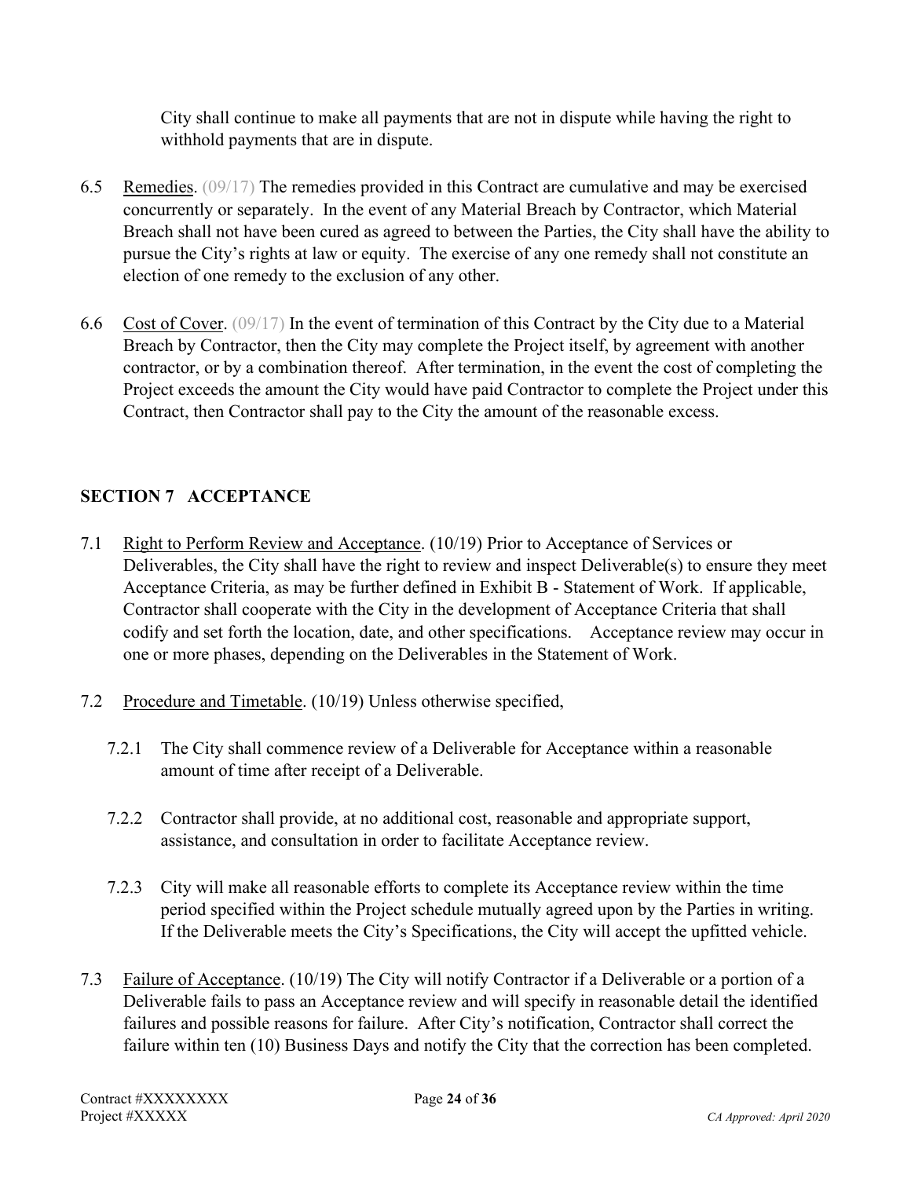City shall continue to make all payments that are not in dispute while having the right to withhold payments that are in dispute.

6.5 Remedies. (09/17) The remedies provided in this Contract are cumulative and may be exercised concurrently or separately. In the event of any Material Breach by Contractor, which Material Breach shall not have been cured as agreed to between the Parties, the City shall have the ability to pursue the City's rights at law or equity. The exercise of any one remedy shall not constitute an election of one remedy to the exclusion of any other.

6.6 Cost of Cover. (09/17) In the event of termination of this Contract by the City due to a Material Breach by Contractor, then the City may complete the Project itself, by agreement with another contractor, or by a combination thereof. After termination, in the event the cost of completing the Project exceeds the amount the City would have paid Contractor to complete the Project under this Contract, then Contractor shall pay to the City the amount of the reasonable excess.

## SECTION 7 ACCEPTANCE

7.1 Right to Perform Review and Acceptance. (10/19) Prior to Acceptance of Services or Deliverables, the City shall have the right to review and inspect Deliverable(s) to ensure they meet Acceptance Criteria, as may be further defined in Exhibit B - Statement of Work. If applicable, Contractor shall cooperate with the City in the development of Acceptance Criteria that shall codify and set forth the location, date, and other specifications. Acceptance review may occur in one or more phases, depending on the Deliverables in the Statement of Work.

7.2 Procedure and Timetable. (10/19) Unless otherwise specified,

7.2.1 The City shall commence review of a Deliverable for Acceptance within a reasonable amount of time after receipt of a Deliverable.

7.2.2 Contractor shall provide, at no additional cost, reasonable and appropriate support, assistance, and consultation in order to facilitate Acceptance review.

7.2.3 City will make all reasonable efforts to complete its Acceptance review within the time period specified within the Project schedule mutually agreed upon by the Parties in writing. If the Deliverable meets the City's Specifications, the City will accept the upfitted vehicle.

7.3 Failure of Acceptance. (10/19) The City will notify Contractor if a Deliverable or a portion of a Deliverable fails to pass an Acceptance review and will specify in reasonable detail the identified failures and possible reasons for failure. After City's notification, Contractor shall correct the failure within ten (10) Business Days and notify the City that the correction has been completed.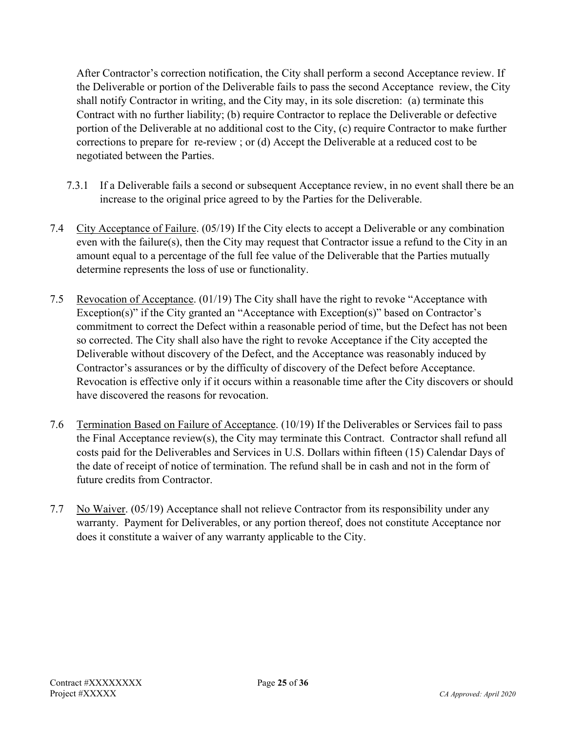After Contractor's correction notification, the City shall perform a second Acceptance review. If the Deliverable or portion of the Deliverable fails to pass the second Acceptance review, the City shall notify Contractor in writing, and the City may, in its sole discretion: (a) terminate this Contract with no further liability; (b) require Contractor to replace the Deliverable or defective portion of the Deliverable at no additional cost to the City, (c) require Contractor to make further corrections to prepare for re-review ; or (d) Accept the Deliverable at a reduced cost to be negotiated between the Parties.

7.3.1 If a Deliverable fails a second or subsequent Acceptance review, in no event shall there be an increase to the original price agreed to by the Parties for the Deliverable.

7.4 City Acceptance of Failure. (05/19) If the City elects to accept a Deliverable or any combination even with the failure(s), then the City may request that Contractor issue a refund to the City in an amount equal to a percentage of the full fee value of the Deliverable that the Parties mutually determine represents the loss of use or functionality.

7.5 Revocation of Acceptance. (01/19) The City shall have the right to revoke "Acceptance with Exception(s)" if the City granted an "Acceptance with Exception(s)" based on Contractor's commitment to correct the Defect within a reasonable period of time, but the Defect has not been so corrected. The City shall also have the right to revoke Acceptance if the City accepted the Deliverable without discovery of the Defect, and the Acceptance was reasonably induced by Contractor's assurances or by the difficulty of discovery of the Defect before Acceptance. Revocation is effective only if it occurs within a reasonable time after the City discovers or should have discovered the reasons for revocation.

7.6 Termination Based on Failure of Acceptance. (10/19) If the Deliverables or Services fail to pass the Final Acceptance review(s), the City may terminate this Contract. Contractor shall refund all costs paid for the Deliverables and Services in U.S. Dollars within fifteen (15) Calendar Days of the date of receipt of notice of termination. The refund shall be in cash and not in the form of future credits from Contractor.

7.7 No Waiver. (05/19) Acceptance shall not relieve Contractor from its responsibility under any warranty. Payment for Deliverables, or any portion thereof, does not constitute Acceptance nor does it constitute a waiver of any warranty applicable to the City.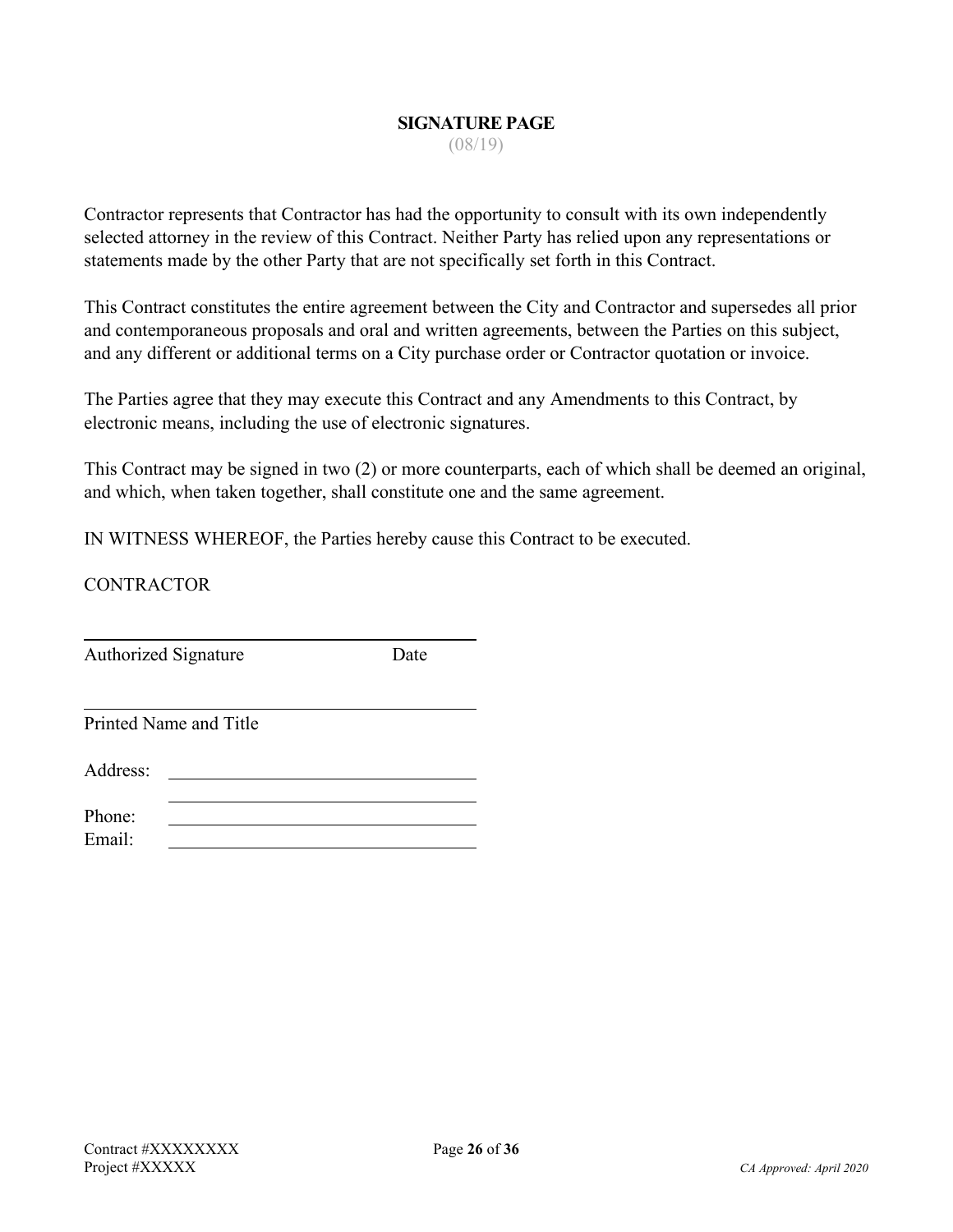## SIGNATURE PAGE

(08/19)

Contractor represents that Contractor has had the opportunity to consult with its own independently selected attorney in the review of this Contract. Neither Party has relied upon any representations or statements made by the other Party that are not specifically set forth in this Contract.

This Contract constitutes the entire agreement between the City and Contractor and supersedes all prior and contemporaneous proposals and oral and written agreements, between the Parties on this subject, and any different or additional terms on a City purchase order or Contractor quotation or invoice.

The Parties agree that they may execute this Contract and any Amendments to this Contract, by electronic means, including the use of electronic signatures.

This Contract may be signed in two (2) or more counterparts, each of which shall be deemed an original, and which, when taken together, shall constitute one and the same agreement.

IN WITNESS WHEREOF, the Parties hereby cause this Contract to be executed.

CONTRACTOR

\_\_\_\_\_\_\_\_\_\_\_\_\_\_\_\_\_\_\_\_\_\_\_\_\_\_\_\_\_\_\_\_\_\_\_\_\_\_\_\_\_\_\_\_
Authorized Signature Date

\_\_\_\_\_\_\_\_\_\_\_\_\_\_\_\_\_\_\_\_\_\_\_\_\_\_\_\_\_\_\_\_\_\_\_\_\_\_\_\_\_\_\_\_
Printed Name and Title

Address: \_\_\_\_\_\_\_\_\_\_\_\_\_\_\_\_\_\_\_\_\_\_\_\_\_\_\_\_\_\_\_\_

\_\_\_\_\_\_\_\_\_\_\_\_\_\_\_\_\_\_\_\_\_\_\_\_\_\_\_\_\_\_\_\_

Phone: \_\_\_\_\_\_\_\_\_\_\_\_\_\_\_\_\_\_\_\_\_\_\_\_\_\_\_\_\_\_\_\_

Email: \_\_\_\_\_\_\_\_\_\_\_\_\_\_\_\_\_\_\_\_\_\_\_\_\_\_\_\_\_\_\_\_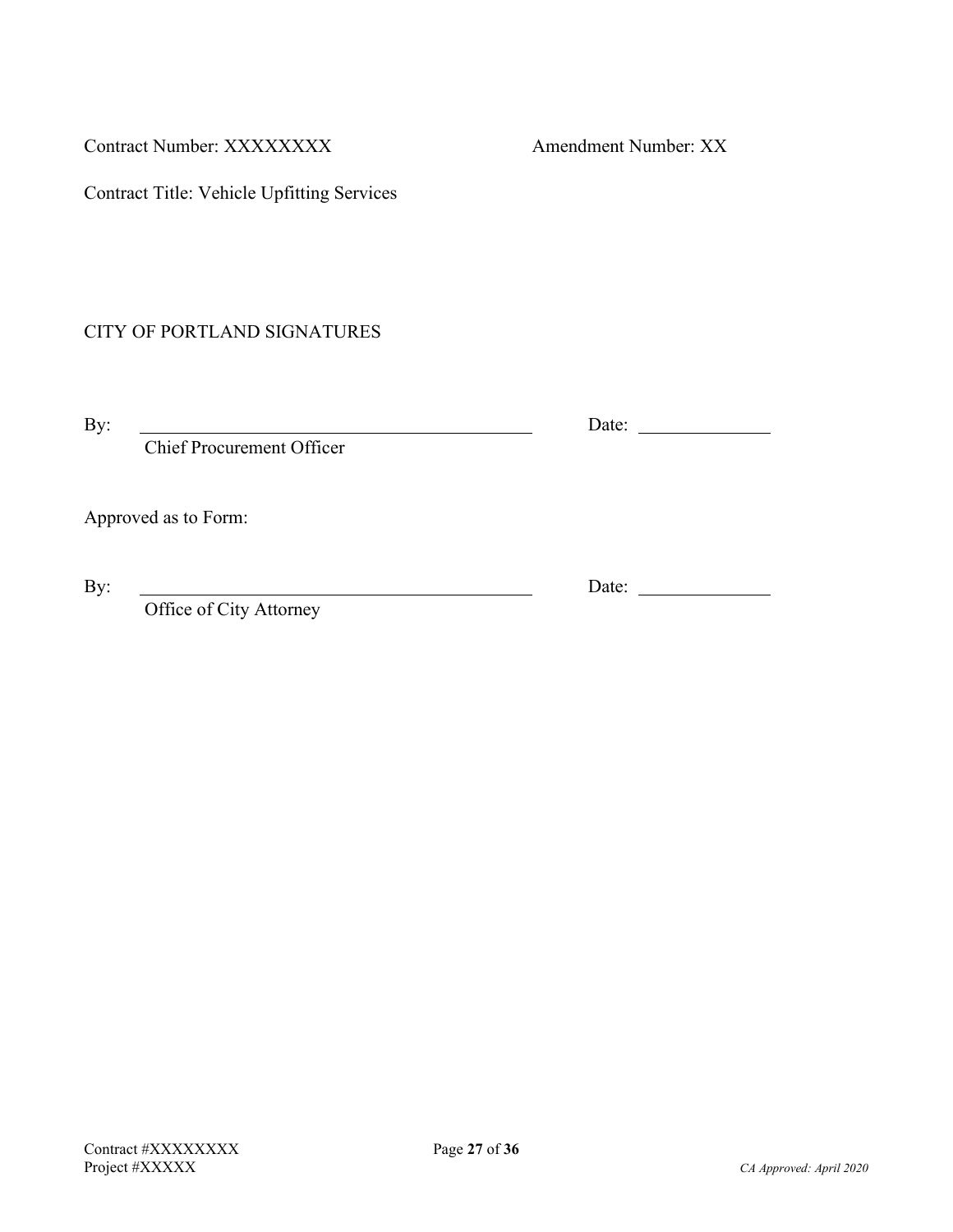Contract Number: XXXXXXXX Amendment Number: XX

Contract Title: Vehicle Upfitting Services

CITY OF PORTLAND SIGNATURES

By: \_\_\_\_\_\_\_\_\_\_\_\_\_\_\_\_\_\_\_\_\_\_\_\_\_\_\_\_\_\_\_\_\_\_\_\_ Date: \_\_\_\_\_\_\_\_\_\_\_\_

Chief Procurement Officer

Approved as to Form:

By: \_\_\_\_\_\_\_\_\_\_\_\_\_\_\_\_\_\_\_\_\_\_\_\_\_\_\_\_\_\_\_\_\_\_\_\_ Date: \_\_\_\_\_\_\_\_\_\_\_\_

Office of City Attorney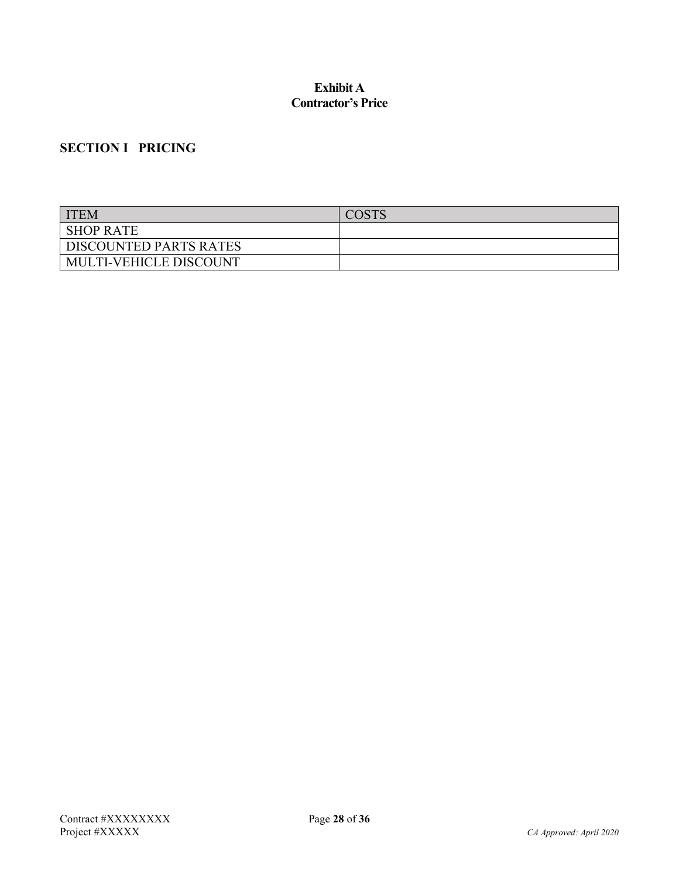**Exhibit A**
**Contractor's Price**

## SECTION I PRICING

| ITEM | COSTS |
|---|---|
| SHOP RATE | |
| DISCOUNTED PARTS RATES | |
| MULTI-VEHICLE DISCOUNT | |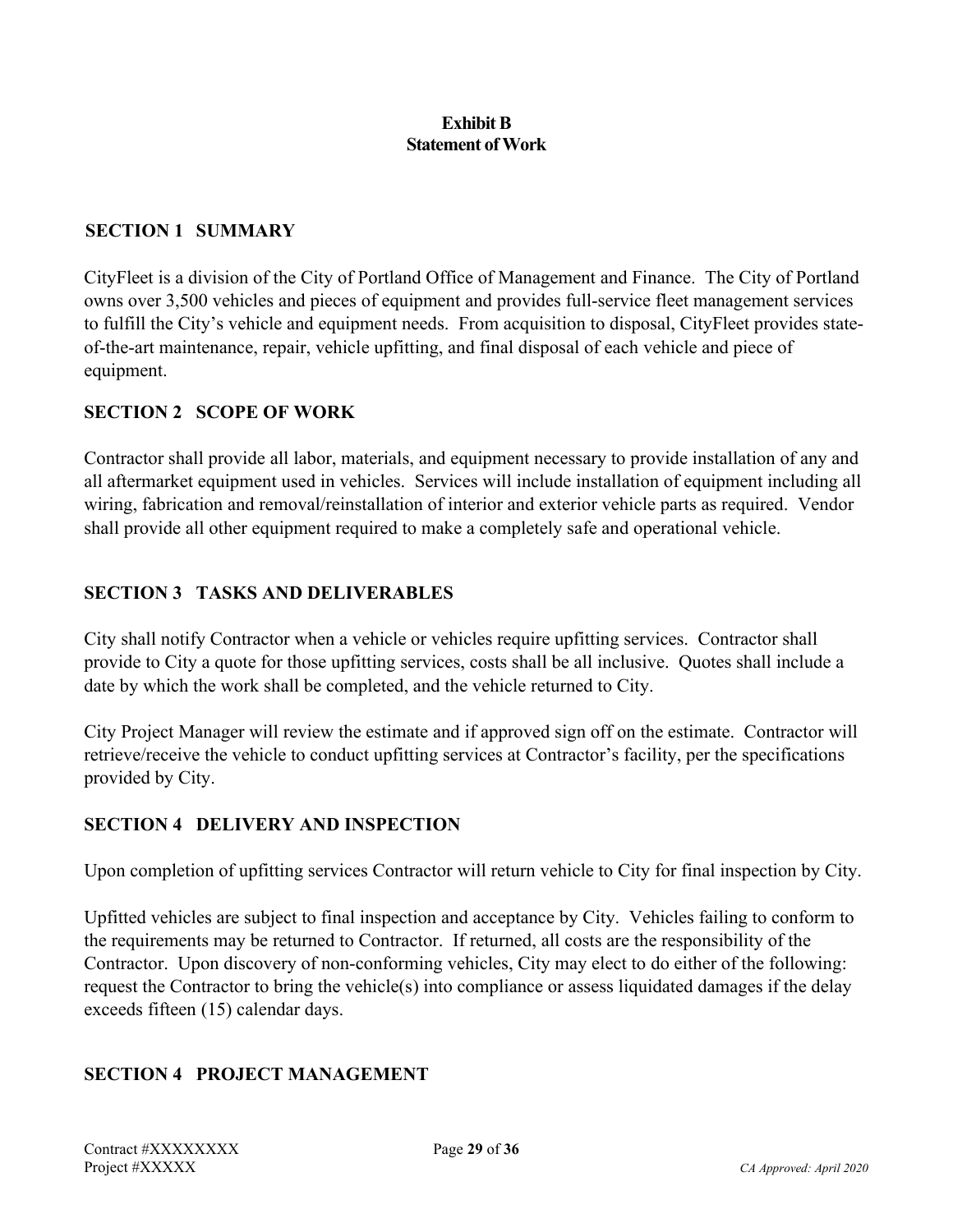# Exhibit B
# Statement of Work

## SECTION 1 SUMMARY

CityFleet is a division of the City of Portland Office of Management and Finance. The City of Portland owns over 3,500 vehicles and pieces of equipment and provides full-service fleet management services to fulfill the City's vehicle and equipment needs. From acquisition to disposal, CityFleet provides state-of-the-art maintenance, repair, vehicle upfitting, and final disposal of each vehicle and piece of equipment.

## SECTION 2 SCOPE OF WORK

Contractor shall provide all labor, materials, and equipment necessary to provide installation of any and all aftermarket equipment used in vehicles. Services will include installation of equipment including all wiring, fabrication and removal/reinstallation of interior and exterior vehicle parts as required. Vendor shall provide all other equipment required to make a completely safe and operational vehicle.

## SECTION 3 TASKS AND DELIVERABLES

City shall notify Contractor when a vehicle or vehicles require upfitting services. Contractor shall provide to City a quote for those upfitting services, costs shall be all inclusive. Quotes shall include a date by which the work shall be completed, and the vehicle returned to City.

City Project Manager will review the estimate and if approved sign off on the estimate. Contractor will retrieve/receive the vehicle to conduct upfitting services at Contractor's facility, per the specifications provided by City.

## SECTION 4 DELIVERY AND INSPECTION

Upon completion of upfitting services Contractor will return vehicle to City for final inspection by City.

Upfitted vehicles are subject to final inspection and acceptance by City. Vehicles failing to conform to the requirements may be returned to Contractor. If returned, all costs are the responsibility of the Contractor. Upon discovery of non-conforming vehicles, City may elect to do either of the following: request the Contractor to bring the vehicle(s) into compliance or assess liquidated damages if the delay exceeds fifteen (15) calendar days.

## SECTION 4 PROJECT MANAGEMENT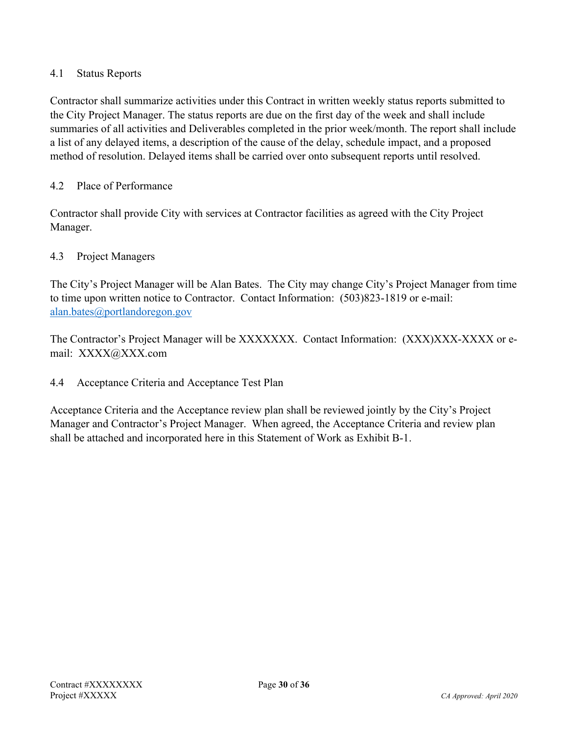### 4.1 Status Reports

Contractor shall summarize activities under this Contract in written weekly status reports submitted to the City Project Manager. The status reports are due on the first day of the week and shall include summaries of all activities and Deliverables completed in the prior week/month. The report shall include a list of any delayed items, a description of the cause of the delay, schedule impact, and a proposed method of resolution. Delayed items shall be carried over onto subsequent reports until resolved.

### 4.2 Place of Performance

Contractor shall provide City with services at Contractor facilities as agreed with the City Project Manager.

### 4.3 Project Managers

The City's Project Manager will be Alan Bates. The City may change City's Project Manager from time to time upon written notice to Contractor. Contact Information: (503)823-1819 or e-mail: alan.bates@portlandoregon.gov

The Contractor's Project Manager will be XXXXXXX. Contact Information: (XXX)XXX-XXXX or e-mail: XXXX@XXX.com

### 4.4 Acceptance Criteria and Acceptance Test Plan

Acceptance Criteria and the Acceptance review plan shall be reviewed jointly by the City's Project Manager and Contractor's Project Manager. When agreed, the Acceptance Criteria and review plan shall be attached and incorporated here in this Statement of Work as Exhibit B-1.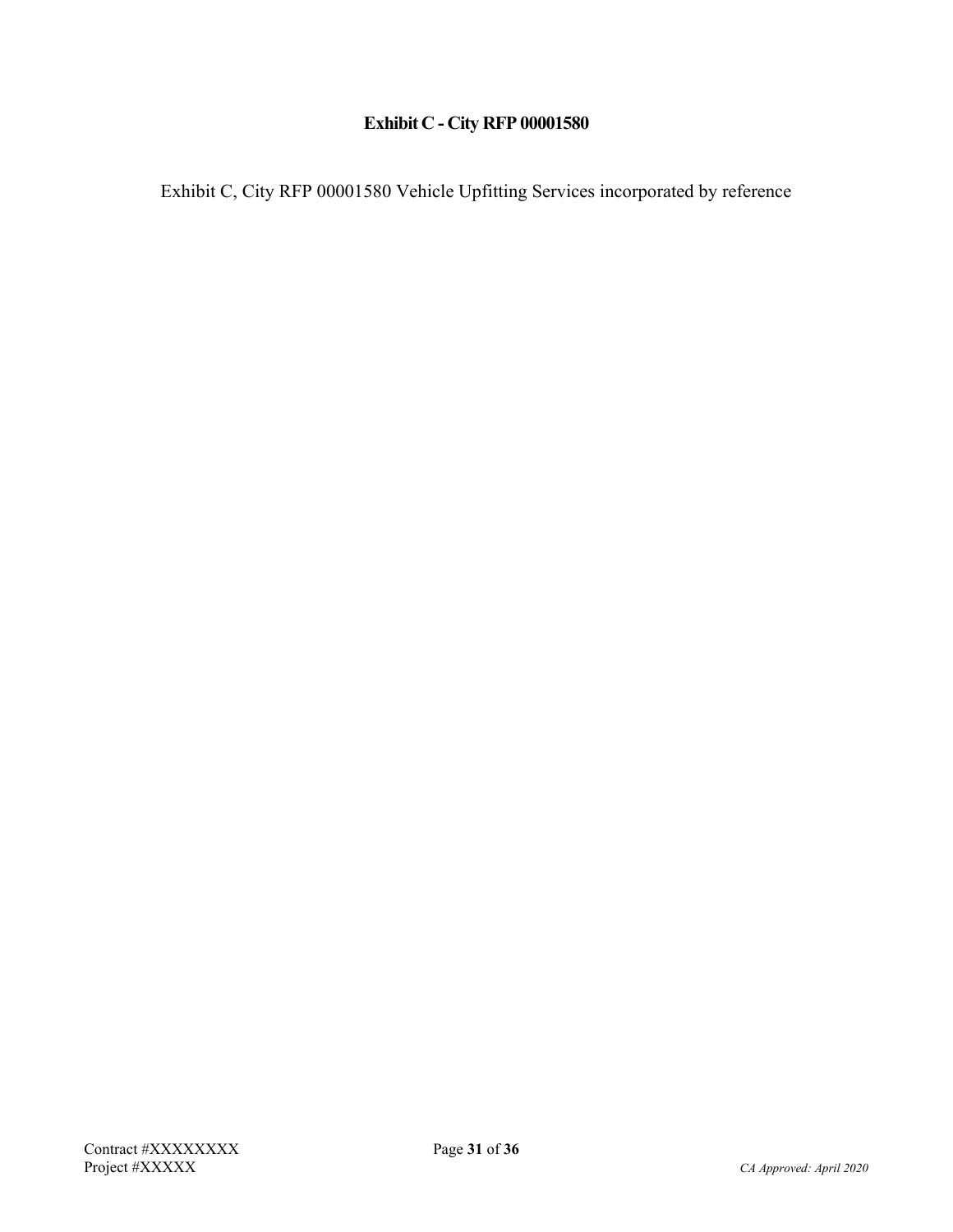## Exhibit C - City RFP 00001580

Exhibit C, City RFP 00001580 Vehicle Upfitting Services incorporated by reference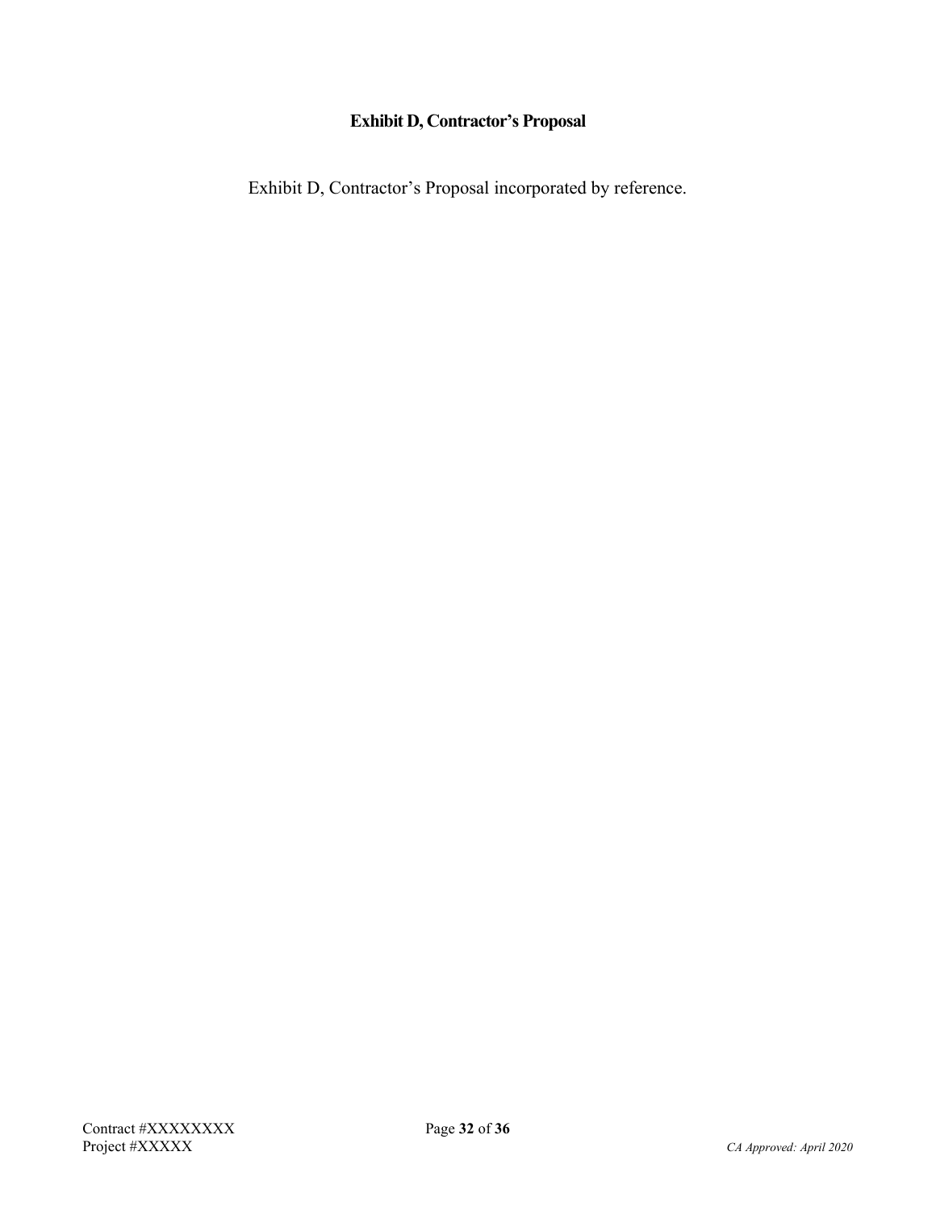# Exhibit D, Contractor's Proposal

Exhibit D, Contractor's Proposal incorporated by reference.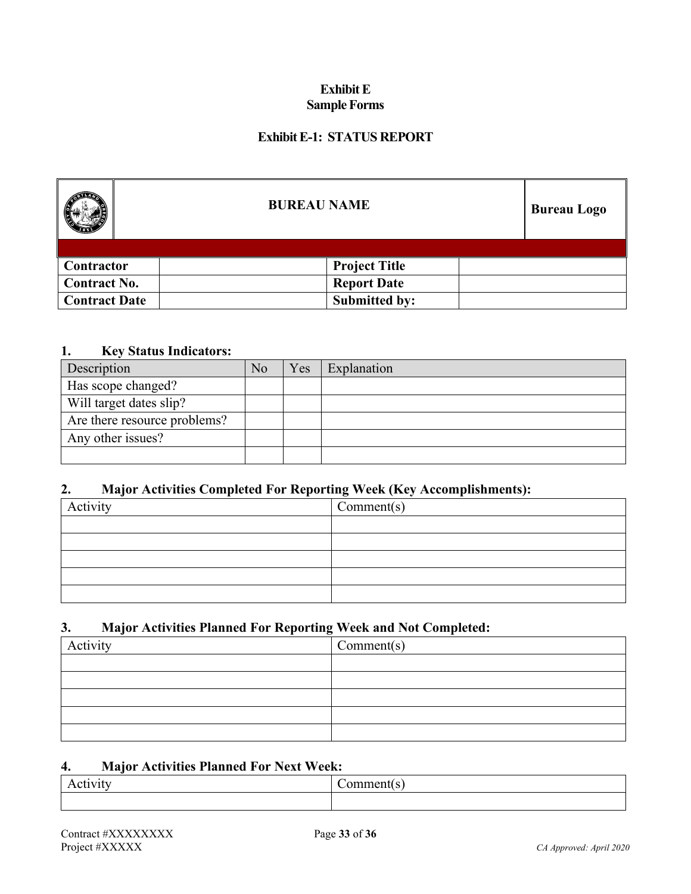**Exhibit E**
**Sample Forms**

**Exhibit E-1: STATUS REPORT**

| | **BUREAU NAME** | **Bureau Logo** |
|---|---|---|

| **Contractor** | | **Project Title** | |
|---|---|---|---|
| **Contract No.** | | **Report Date** | |
| **Contract Date** | | **Submitted by:** | |

### 1. Key Status Indicators:

| Description | No | Yes | Explanation |
|---|---|---|---|
| Has scope changed? | | | |
| Will target dates slip? | | | |
| Are there resource problems? | | | |
| Any other issues? | | | |
| | | | |

### 2. Major Activities Completed For Reporting Week (Key Accomplishments):

| Activity | Comment(s) |
|---|---|
| | |
| | |
| | |
| | |
| | |

### 3. Major Activities Planned For Reporting Week and Not Completed:

| Activity | Comment(s) |
|---|---|
| | |
| | |
| | |
| | |
| | |

### 4. Major Activities Planned For Next Week:

| Activity | Comment(s) |
|---|---|
| | |

Contract #XXXXXXXX
Project #XXXXX

*CA Approved: April 2020*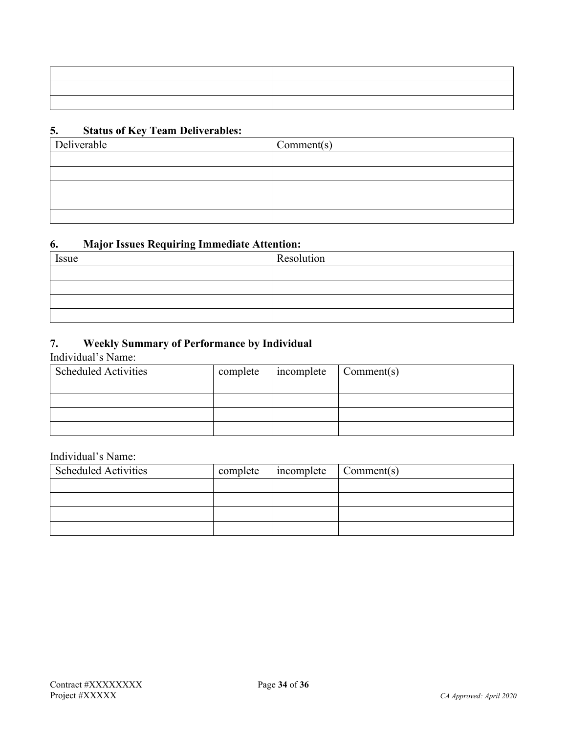| | |
|---|---|
| | |
| | |
| | |

## 5. Status of Key Team Deliverables:

| Deliverable | Comment(s) |
|---|---|
| | |
| | |
| | |
| | |
| | |

## 6. Major Issues Requiring Immediate Attention:

| Issue | Resolution |
|---|---|
| | |
| | |
| | |
| | |

## 7. Weekly Summary of Performance by Individual

Individual's Name:

| Scheduled Activities | complete | incomplete | Comment(s) |
|---|---|---|---|
| | | | |
| | | | |
| | | | |
| | | | |

Individual's Name:

| Scheduled Activities | complete | incomplete | Comment(s) |
|---|---|---|---|
| | | | |
| | | | |
| | | | |
| | | | |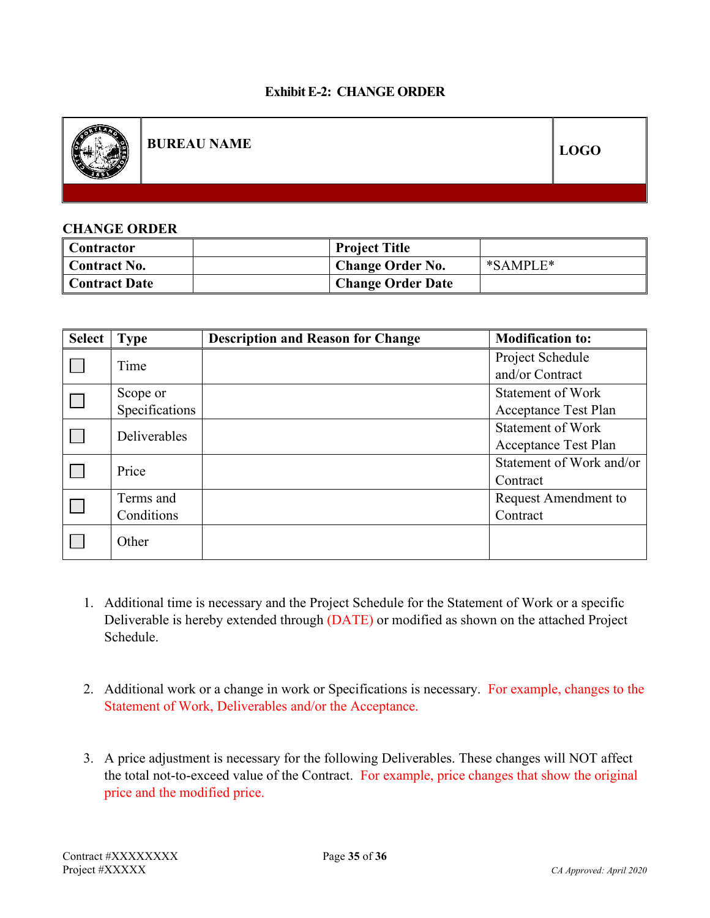**Exhibit E-2: CHANGE ORDER**

| | BUREAU NAME | LOGO |
|---|---|---|

**CHANGE ORDER**

| Contractor | | Project Title | |
|---|---|---|---|
| Contract No. | | Change Order No. | *SAMPLE* |
| Contract Date | | Change Order Date | |

| Select | Type | Description and Reason for Change | Modification to: |
|---|---|---|---|
| ☐ | Time | | Project Schedule and/or Contract |
| ☐ | Scope or Specifications | | Statement of Work Acceptance Test Plan |
| ☐ | Deliverables | | Statement of Work Acceptance Test Plan |
| ☐ | Price | | Statement of Work and/or Contract |
| ☐ | Terms and Conditions | | Request Amendment to Contract |
| ☐ | Other | | |

1. Additional time is necessary and the Project Schedule for the Statement of Work or a specific Deliverable is hereby extended through (DATE) or modified as shown on the attached Project Schedule.

2. Additional work or a change in work or Specifications is necessary. For example, changes to the Statement of Work, Deliverables and/or the Acceptance.

3. A price adjustment is necessary for the following Deliverables. These changes will NOT affect the total not-to-exceed value of the Contract. For example, price changes that show the original price and the modified price.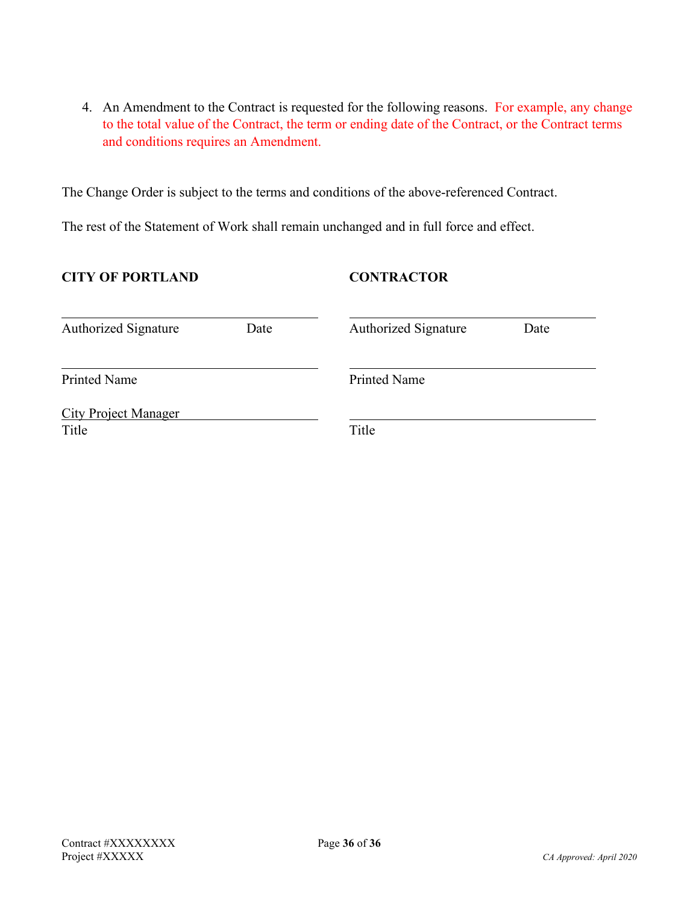4. An Amendment to the Contract is requested for the following reasons. For example, any change to the total value of the Contract, the term or ending date of the Contract, or the Contract terms and conditions requires an Amendment.

The Change Order is subject to the terms and conditions of the above-referenced Contract.

The rest of the Statement of Work shall remain unchanged and in full force and effect.

| **CITY OF PORTLAND** | | **CONTRACTOR** | |
|---|---|---|---|
| \_\_\_\_\_\_\_\_\_\_\_\_\_\_\_\_\_\_\_\_\_\_\_\_\_\_\_\_ | | \_\_\_\_\_\_\_\_\_\_\_\_\_\_\_\_\_\_\_\_\_\_\_\_\_\_\_\_ | |
| Authorized Signature | Date | Authorized Signature | Date |
| \_\_\_\_\_\_\_\_\_\_\_\_\_\_\_\_\_\_\_\_\_\_\_\_\_\_\_\_ | | \_\_\_\_\_\_\_\_\_\_\_\_\_\_\_\_\_\_\_\_\_\_\_\_\_\_\_\_ | |
| Printed Name | | Printed Name | |
| City Project Manager | | \_\_\_\_\_\_\_\_\_\_\_\_\_\_\_\_\_\_\_\_\_\_\_\_\_\_\_\_ | |
| Title | | Title | |

Contract #XXXXXXXX
Project #XXXXX

*CA Approved: April 2020*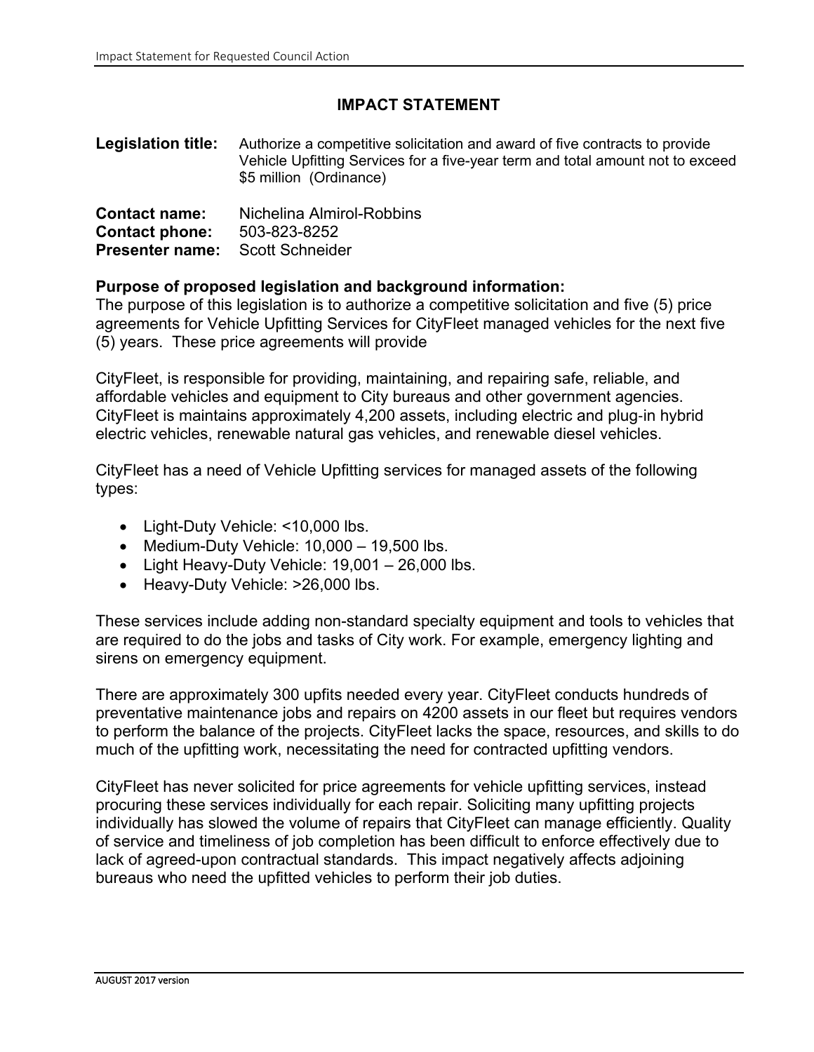# IMPACT STATEMENT

**Legislation title:** Authorize a competitive solicitation and award of five contracts to provide Vehicle Upfitting Services for a five-year term and total amount not to exceed $5 million (Ordinance)

**Contact name:** Nichelina Almirol-Robbins
**Contact phone:** 503-823-8252
**Presenter name:** Scott Schneider

**Purpose of proposed legislation and background information:**
The purpose of this legislation is to authorize a competitive solicitation and five (5) price agreements for Vehicle Upfitting Services for CityFleet managed vehicles for the next five (5) years. These price agreements will provide

CityFleet, is responsible for providing, maintaining, and repairing safe, reliable, and affordable vehicles and equipment to City bureaus and other government agencies. CityFleet is maintains approximately 4,200 assets, including electric and plug-in hybrid electric vehicles, renewable natural gas vehicles, and renewable diesel vehicles.

CityFleet has a need of Vehicle Upfitting services for managed assets of the following types:

- Light-Duty Vehicle: <10,000 lbs.
- Medium-Duty Vehicle: 10,000 – 19,500 lbs.
- Light Heavy-Duty Vehicle: 19,001 – 26,000 lbs.
- Heavy-Duty Vehicle: >26,000 lbs.

These services include adding non-standard specialty equipment and tools to vehicles that are required to do the jobs and tasks of City work. For example, emergency lighting and sirens on emergency equipment.

There are approximately 300 upfits needed every year. CityFleet conducts hundreds of preventative maintenance jobs and repairs on 4200 assets in our fleet but requires vendors to perform the balance of the projects. CityFleet lacks the space, resources, and skills to do much of the upfitting work, necessitating the need for contracted upfitting vendors.

CityFleet has never solicited for price agreements for vehicle upfitting services, instead procuring these services individually for each repair. Soliciting many upfitting projects individually has slowed the volume of repairs that CityFleet can manage efficiently. Quality of service and timeliness of job completion has been difficult to enforce effectively due to lack of agreed-upon contractual standards. This impact negatively affects adjoining bureaus who need the upfitted vehicles to perform their job duties.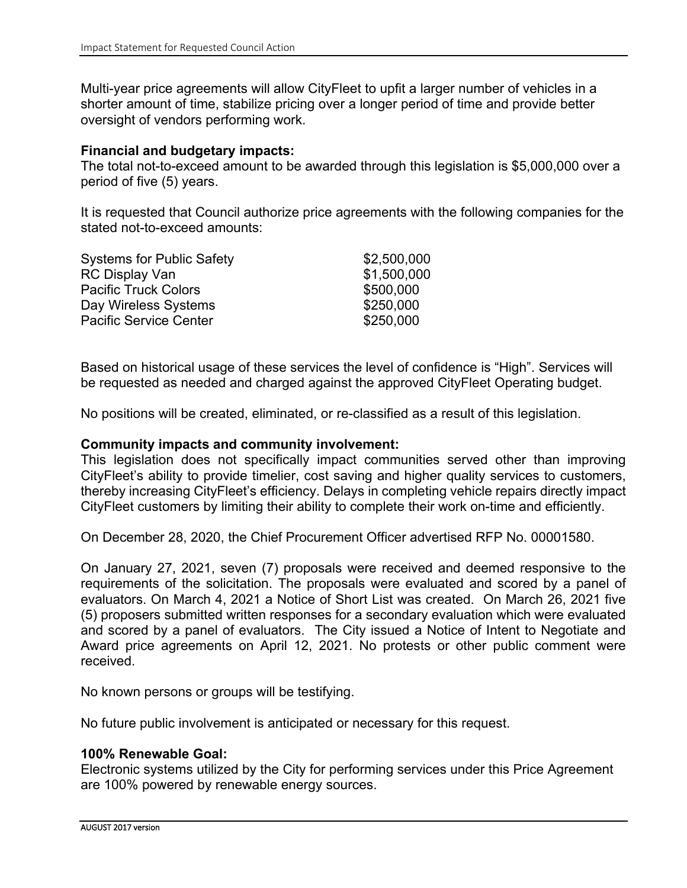Multi-year price agreements will allow CityFleet to upfit a larger number of vehicles in a shorter amount of time, stabilize pricing over a longer period of time and provide better oversight of vendors performing work.

**Financial and budgetary impacts:**
The total not-to-exceed amount to be awarded through this legislation is $5,000,000 over a period of five (5) years.

It is requested that Council authorize price agreements with the following companies for the stated not-to-exceed amounts:

| | |
|---|---|
| Systems for Public Safety | $2,500,000 |
| RC Display Van | $1,500,000 |
| Pacific Truck Colors | $500,000 |
| Day Wireless Systems | $250,000 |
| Pacific Service Center | $250,000 |

Based on historical usage of these services the level of confidence is "High". Services will be requested as needed and charged against the approved CityFleet Operating budget.

No positions will be created, eliminated, or re-classified as a result of this legislation.

**Community impacts and community involvement:**
This legislation does not specifically impact communities served other than improving CityFleet's ability to provide timelier, cost saving and higher quality services to customers, thereby increasing CityFleet's efficiency. Delays in completing vehicle repairs directly impact CityFleet customers by limiting their ability to complete their work on-time and efficiently.

On December 28, 2020, the Chief Procurement Officer advertised RFP No. 00001580.

On January 27, 2021, seven (7) proposals were received and deemed responsive to the requirements of the solicitation. The proposals were evaluated and scored by a panel of evaluators. On March 4, 2021 a Notice of Short List was created. On March 26, 2021 five (5) proposers submitted written responses for a secondary evaluation which were evaluated and scored by a panel of evaluators. The City issued a Notice of Intent to Negotiate and Award price agreements on April 12, 2021. No protests or other public comment were received.

No known persons or groups will be testifying.

No future public involvement is anticipated or necessary for this request.

**100% Renewable Goal:**
Electronic systems utilized by the City for performing services under this Price Agreement are 100% powered by renewable energy sources.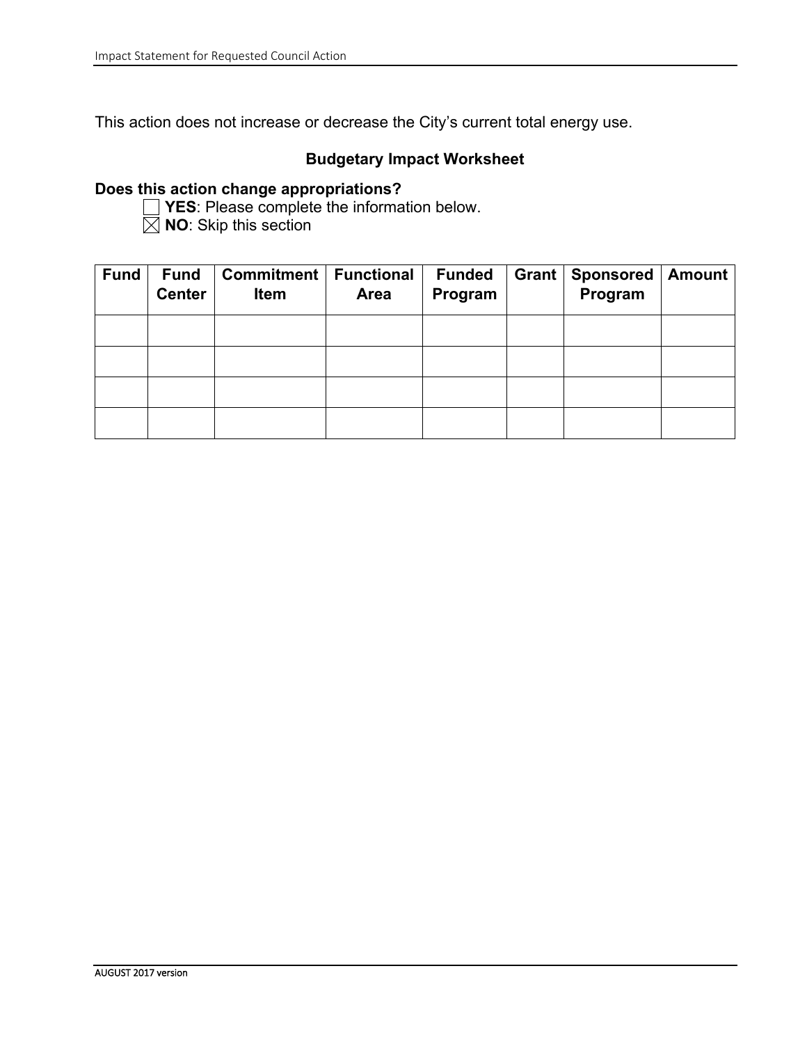This action does not increase or decrease the City's current total energy use.

## Budgetary Impact Worksheet

**Does this action change appropriations?**

☐ **YES**: Please complete the information below.

☒ **NO**: Skip this section

| Fund | Fund Center | Commitment Item | Functional Area | Funded Program | Grant | Sponsored Program | Amount |
|---|---|---|---|---|---|---|---|
| | | | | | | | |
| | | | | | | | |
| | | | | | | | |
| | | | | | | | |